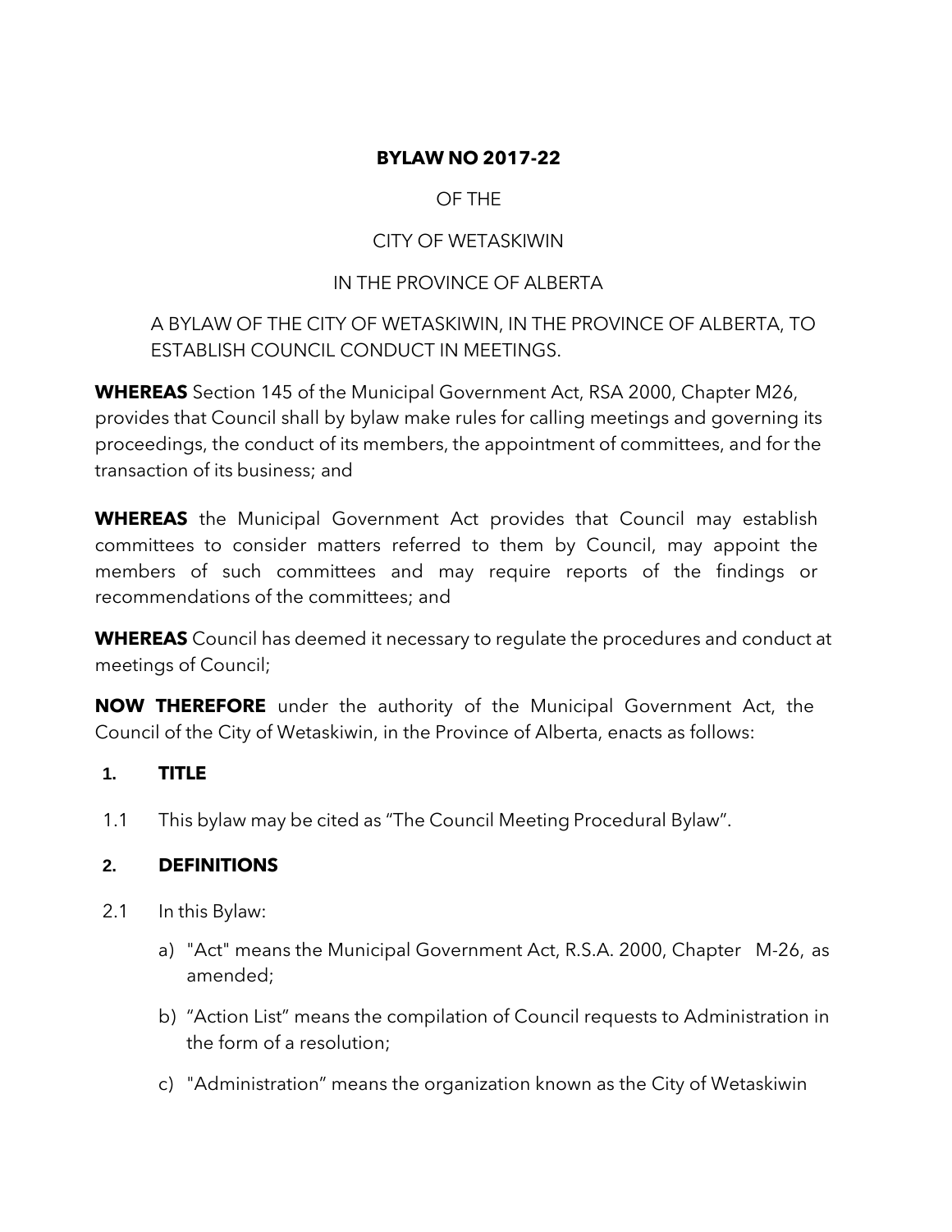**BYLAW NO 2017-22**

OF THE

CITY OF WETASKIWIN

IN THE PROVINCE OF ALBERTA

A BYLAW OF THE CITY OF WETASKIWIN, IN THE PROVINCE OF ALBERTA, TO ESTABLISH COUNCIL CONDUCT IN MEETINGS.

**WHEREAS** Section 145 of the Municipal Government Act, RSA 2000, Chapter M26, provides that Council shall by bylaw make rules for calling meetings and governing its proceedings, the conduct of its members, the appointment of committees, and for the transaction of its business; and

**WHEREAS** the Municipal Government Act provides that Council may establish committees to consider matters referred to them by Council, may appoint the members of such committees and may require reports of the findings or recommendations of the committees; and

**WHEREAS** Council has deemed it necessary to regulate the procedures and conduct at meetings of Council;

**NOW THEREFORE** under the authority of the Municipal Government Act, the Council of the City of Wetaskiwin, in the Province of Alberta, enacts as follows:

## 1. TITLE

1.1 This bylaw may be cited as "The Council Meeting Procedural Bylaw".

## 2. DEFINITIONS

2.1 In this Bylaw:

a) "Act" means the Municipal Government Act, R.S.A. 2000, Chapter M-26, as amended;

b) "Action List" means the compilation of Council requests to Administration in the form of a resolution;

c) "Administration" means the organization known as the City of Wetaskiwin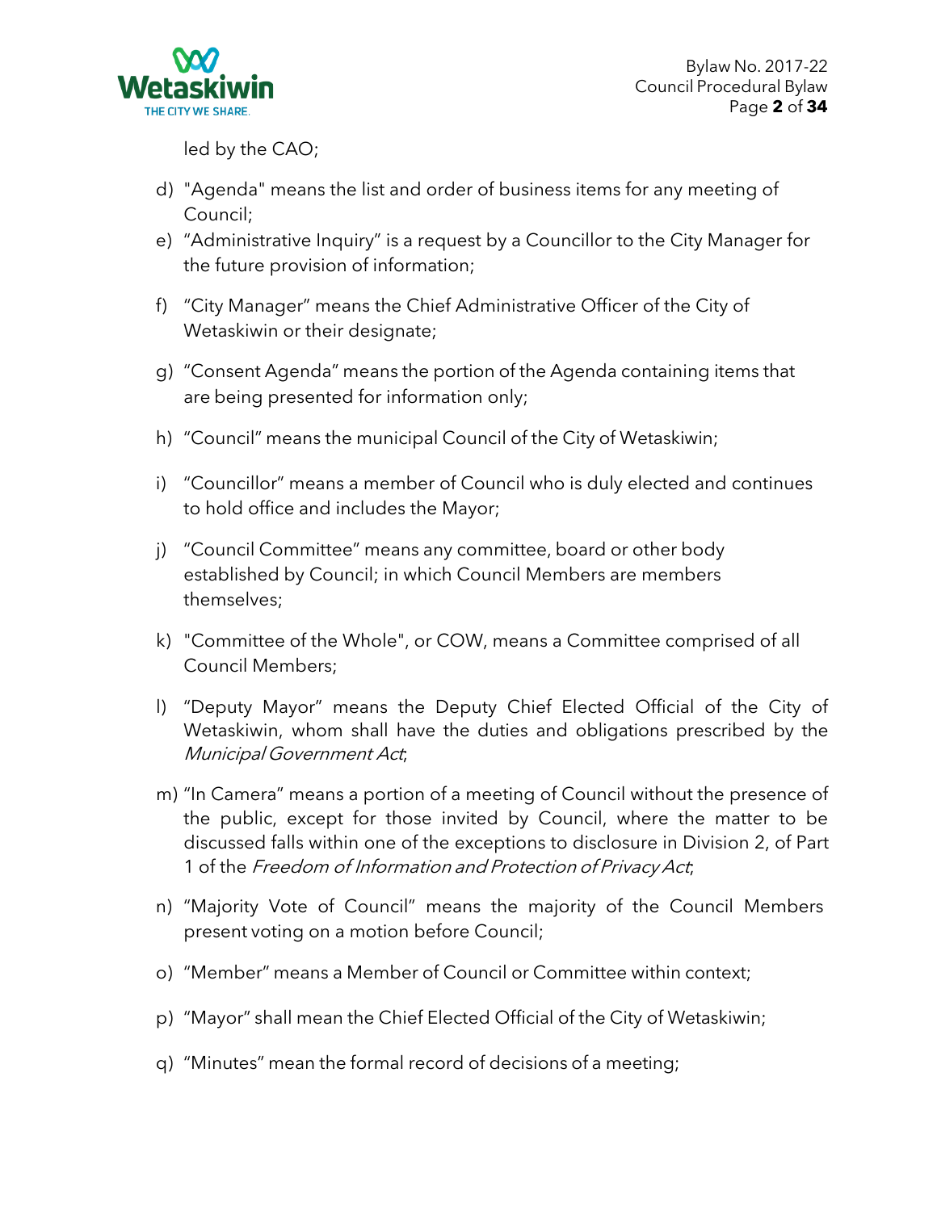led by the CAO;

d) "Agenda" means the list and order of business items for any meeting of Council;

e) "Administrative Inquiry" is a request by a Councillor to the City Manager for the future provision of information;

f) "City Manager" means the Chief Administrative Officer of the City of Wetaskiwin or their designate;

g) "Consent Agenda" means the portion of the Agenda containing items that are being presented for information only;

h) "Council" means the municipal Council of the City of Wetaskiwin;

i) "Councillor" means a member of Council who is duly elected and continues to hold office and includes the Mayor;

j) "Council Committee" means any committee, board or other body established by Council; in which Council Members are members themselves;

k) "Committee of the Whole", or COW, means a Committee comprised of all Council Members;

l) "Deputy Mayor" means the Deputy Chief Elected Official of the City of Wetaskiwin, whom shall have the duties and obligations prescribed by the *Municipal Government Act*;

m) "In Camera" means a portion of a meeting of Council without the presence of the public, except for those invited by Council, where the matter to be discussed falls within one of the exceptions to disclosure in Division 2, of Part 1 of the *Freedom of Information and Protection of Privacy Act*;

n) "Majority Vote of Council" means the majority of the Council Members present voting on a motion before Council;

o) "Member" means a Member of Council or Committee within context;

p) "Mayor" shall mean the Chief Elected Official of the City of Wetaskiwin;

q) "Minutes" mean the formal record of decisions of a meeting;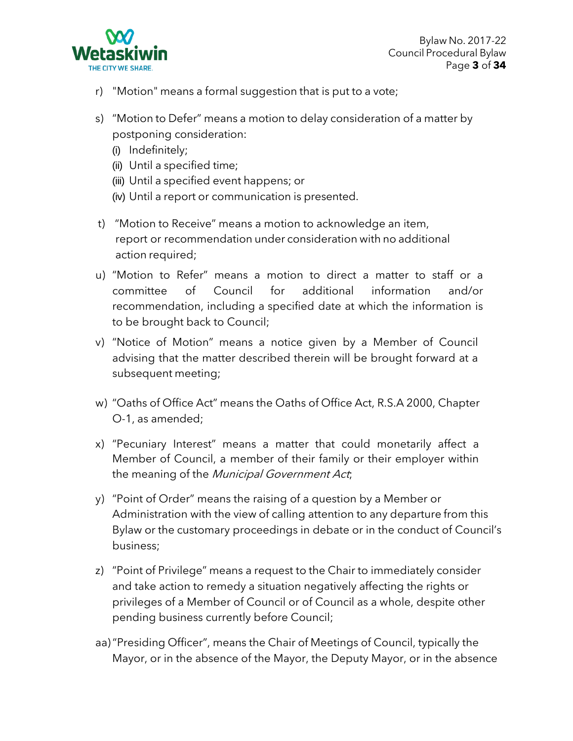r) "Motion" means a formal suggestion that is put to a vote;

s) "Motion to Defer" means a motion to delay consideration of a matter by postponing consideration:
   (i) Indefinitely;
   (ii) Until a specified time;
   (iii) Until a specified event happens; or
   (iv) Until a report or communication is presented.

t) "Motion to Receive" means a motion to acknowledge an item, report or recommendation under consideration with no additional action required;

u) "Motion to Refer" means a motion to direct a matter to staff or a committee of Council for additional information and/or recommendation, including a specified date at which the information is to be brought back to Council;

v) "Notice of Motion" means a notice given by a Member of Council advising that the matter described therein will be brought forward at a subsequent meeting;

w) "Oaths of Office Act" means the Oaths of Office Act, R.S.A 2000, Chapter O-1, as amended;

x) "Pecuniary Interest" means a matter that could monetarily affect a Member of Council, a member of their family or their employer within the meaning of the *Municipal Government Act*;

y) "Point of Order" means the raising of a question by a Member or Administration with the view of calling attention to any departure from this Bylaw or the customary proceedings in debate or in the conduct of Council's business;

z) "Point of Privilege" means a request to the Chair to immediately consider and take action to remedy a situation negatively affecting the rights or privileges of a Member of Council or of Council as a whole, despite other pending business currently before Council;

aa) "Presiding Officer", means the Chair of Meetings of Council, typically the Mayor, or in the absence of the Mayor, the Deputy Mayor, or in the absence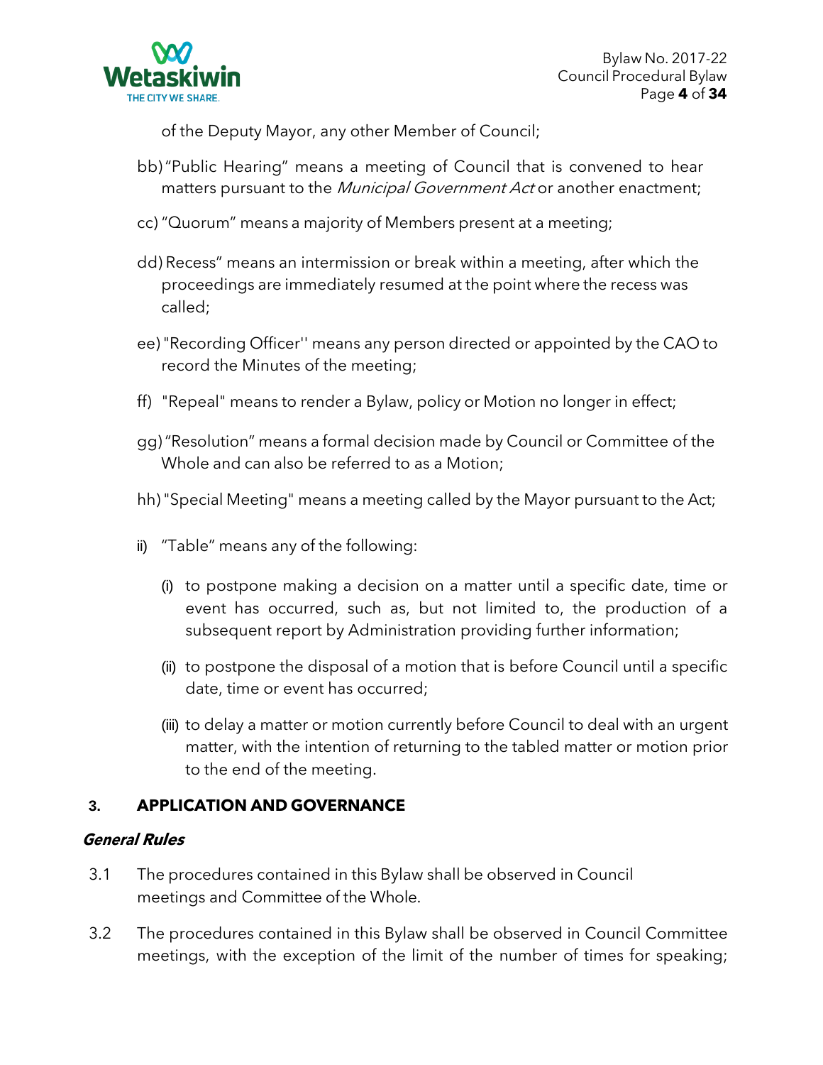of the Deputy Mayor, any other Member of Council;

bb) "Public Hearing" means a meeting of Council that is convened to hear matters pursuant to the *Municipal Government Act* or another enactment;

cc) "Quorum" means a majority of Members present at a meeting;

dd) Recess" means an intermission or break within a meeting, after which the proceedings are immediately resumed at the point where the recess was called;

ee) "Recording Officer'' means any person directed or appointed by the CAO to record the Minutes of the meeting;

ff) "Repeal" means to render a Bylaw, policy or Motion no longer in effect;

gg) "Resolution" means a formal decision made by Council or Committee of the Whole and can also be referred to as a Motion;

hh) "Special Meeting" means a meeting called by the Mayor pursuant to the Act;

ii) "Table" means any of the following:

(i) to postpone making a decision on a matter until a specific date, time or event has occurred, such as, but not limited to, the production of a subsequent report by Administration providing further information;

(ii) to postpone the disposal of a motion that is before Council until a specific date, time or event has occurred;

(iii) to delay a matter or motion currently before Council to deal with an urgent matter, with the intention of returning to the tabled matter or motion prior to the end of the meeting.

## 3. APPLICATION AND GOVERNANCE

***General Rules***

3.1 The procedures contained in this Bylaw shall be observed in Council meetings and Committee of the Whole.

3.2 The procedures contained in this Bylaw shall be observed in Council Committee meetings, with the exception of the limit of the number of times for speaking;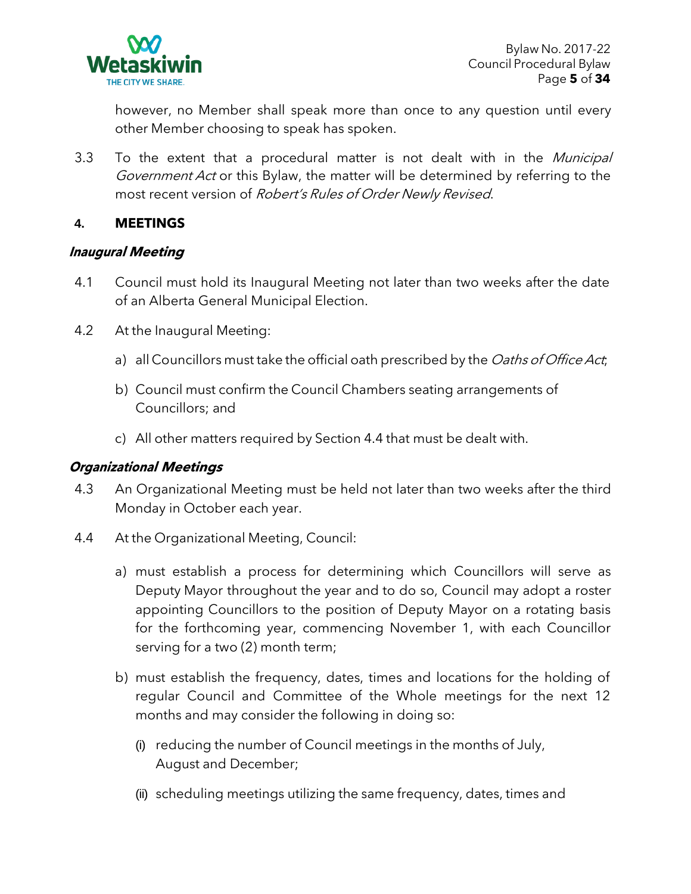however, no Member shall speak more than once to any question until every other Member choosing to speak has spoken.

3.3 To the extent that a procedural matter is not dealt with in the *Municipal Government Act* or this Bylaw, the matter will be determined by referring to the most recent version of *Robert's Rules of Order Newly Revised*.

## 4. MEETINGS

### *Inaugural Meeting*

4.1 Council must hold its Inaugural Meeting not later than two weeks after the date of an Alberta General Municipal Election.

4.2 At the Inaugural Meeting:

a) all Councillors must take the official oath prescribed by the *Oaths of Office Act*;

b) Council must confirm the Council Chambers seating arrangements of Councillors; and

c) All other matters required by Section 4.4 that must be dealt with.

### *Organizational Meetings*

4.3 An Organizational Meeting must be held not later than two weeks after the third Monday in October each year.

4.4 At the Organizational Meeting, Council:

a) must establish a process for determining which Councillors will serve as Deputy Mayor throughout the year and to do so, Council may adopt a roster appointing Councillors to the position of Deputy Mayor on a rotating basis for the forthcoming year, commencing November 1, with each Councillor serving for a two (2) month term;

b) must establish the frequency, dates, times and locations for the holding of regular Council and Committee of the Whole meetings for the next 12 months and may consider the following in doing so:

(i) reducing the number of Council meetings in the months of July, August and December;

(ii) scheduling meetings utilizing the same frequency, dates, times and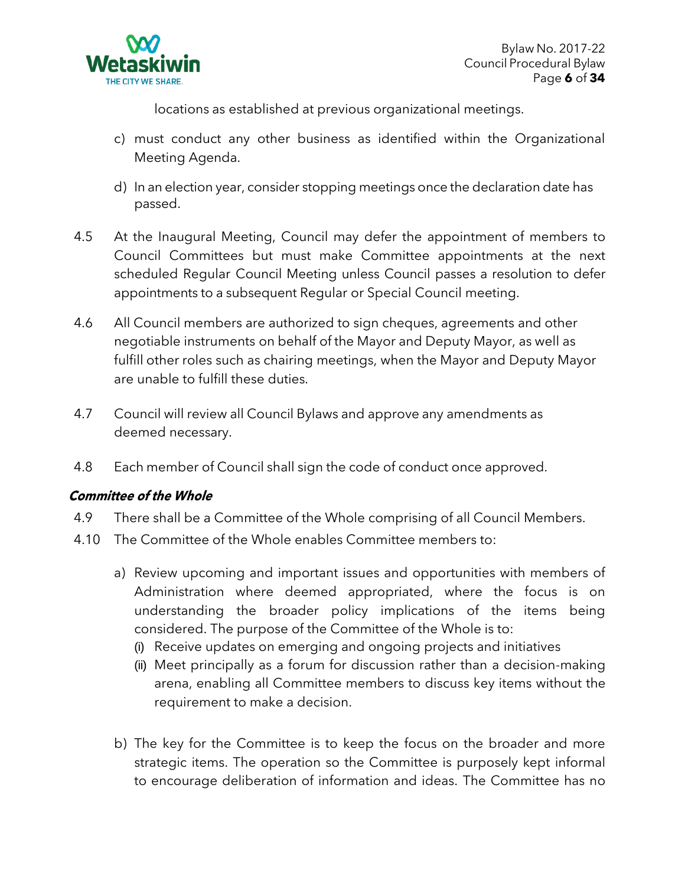locations as established at previous organizational meetings.

c) must conduct any other business as identified within the Organizational Meeting Agenda.

d) In an election year, consider stopping meetings once the declaration date has passed.

4.5 At the Inaugural Meeting, Council may defer the appointment of members to Council Committees but must make Committee appointments at the next scheduled Regular Council Meeting unless Council passes a resolution to defer appointments to a subsequent Regular or Special Council meeting.

4.6 All Council members are authorized to sign cheques, agreements and other negotiable instruments on behalf of the Mayor and Deputy Mayor, as well as fulfill other roles such as chairing meetings, when the Mayor and Deputy Mayor are unable to fulfill these duties.

4.7 Council will review all Council Bylaws and approve any amendments as deemed necessary.

4.8 Each member of Council shall sign the code of conduct once approved.

***Committee of the Whole***

4.9 There shall be a Committee of the Whole comprising of all Council Members.

4.10 The Committee of the Whole enables Committee members to:

a) Review upcoming and important issues and opportunities with members of Administration where deemed appropriated, where the focus is on understanding the broader policy implications of the items being considered. The purpose of the Committee of the Whole is to:
   (i) Receive updates on emerging and ongoing projects and initiatives
   (ii) Meet principally as a forum for discussion rather than a decision-making arena, enabling all Committee members to discuss key items without the requirement to make a decision.

b) The key for the Committee is to keep the focus on the broader and more strategic items. The operation so the Committee is purposely kept informal to encourage deliberation of information and ideas. The Committee has no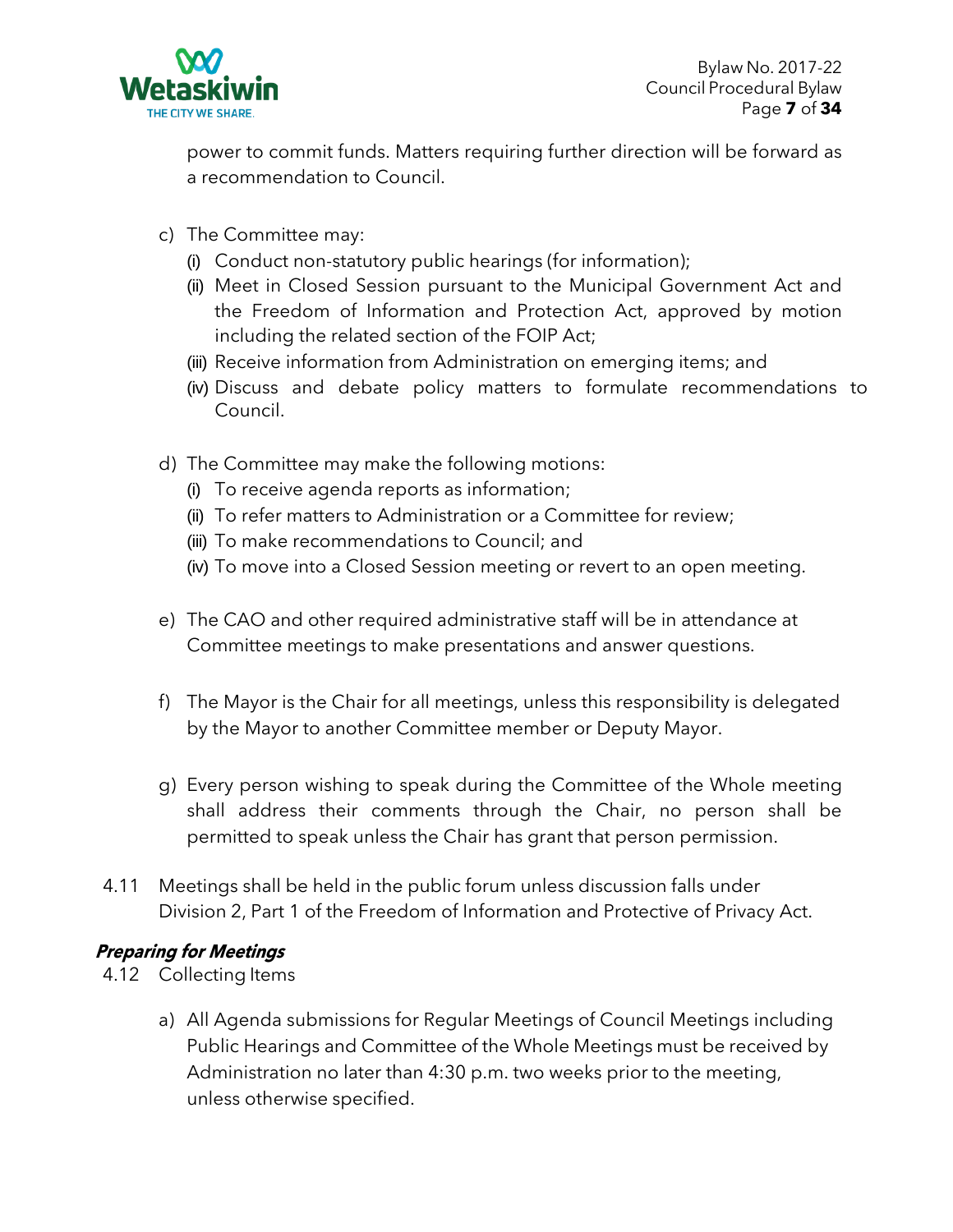power to commit funds. Matters requiring further direction will be forward as a recommendation to Council.

c) The Committee may:
   (i) Conduct non-statutory public hearings (for information);
   (ii) Meet in Closed Session pursuant to the Municipal Government Act and the Freedom of Information and Protection Act, approved by motion including the related section of the FOIP Act;
   (iii) Receive information from Administration on emerging items; and
   (iv) Discuss and debate policy matters to formulate recommendations to Council.

d) The Committee may make the following motions:
   (i) To receive agenda reports as information;
   (ii) To refer matters to Administration or a Committee for review;
   (iii) To make recommendations to Council; and
   (iv) To move into a Closed Session meeting or revert to an open meeting.

e) The CAO and other required administrative staff will be in attendance at Committee meetings to make presentations and answer questions.

f) The Mayor is the Chair for all meetings, unless this responsibility is delegated by the Mayor to another Committee member or Deputy Mayor.

g) Every person wishing to speak during the Committee of the Whole meeting shall address their comments through the Chair, no person shall be permitted to speak unless the Chair has grant that person permission.

4.11 Meetings shall be held in the public forum unless discussion falls under Division 2, Part 1 of the Freedom of Information and Protective of Privacy Act.

***Preparing for Meetings***

4.12 Collecting Items

a) All Agenda submissions for Regular Meetings of Council Meetings including Public Hearings and Committee of the Whole Meetings must be received by Administration no later than 4:30 p.m. two weeks prior to the meeting, unless otherwise specified.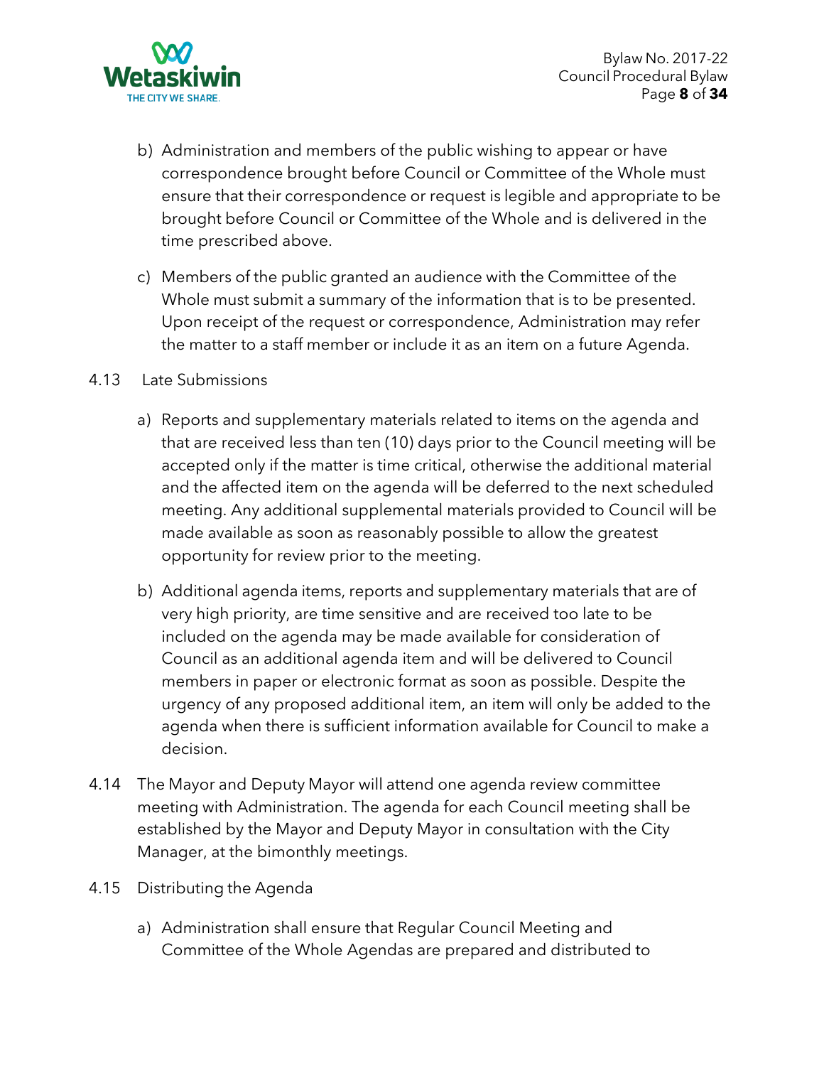b) Administration and members of the public wishing to appear or have correspondence brought before Council or Committee of the Whole must ensure that their correspondence or request is legible and appropriate to be brought before Council or Committee of the Whole and is delivered in the time prescribed above.

c) Members of the public granted an audience with the Committee of the Whole must submit a summary of the information that is to be presented. Upon receipt of the request or correspondence, Administration may refer the matter to a staff member or include it as an item on a future Agenda.

4.13 Late Submissions

a) Reports and supplementary materials related to items on the agenda and that are received less than ten (10) days prior to the Council meeting will be accepted only if the matter is time critical, otherwise the additional material and the affected item on the agenda will be deferred to the next scheduled meeting. Any additional supplemental materials provided to Council will be made available as soon as reasonably possible to allow the greatest opportunity for review prior to the meeting.

b) Additional agenda items, reports and supplementary materials that are of very high priority, are time sensitive and are received too late to be included on the agenda may be made available for consideration of Council as an additional agenda item and will be delivered to Council members in paper or electronic format as soon as possible. Despite the urgency of any proposed additional item, an item will only be added to the agenda when there is sufficient information available for Council to make a decision.

4.14 The Mayor and Deputy Mayor will attend one agenda review committee meeting with Administration. The agenda for each Council meeting shall be established by the Mayor and Deputy Mayor in consultation with the City Manager, at the bimonthly meetings.

4.15 Distributing the Agenda

a) Administration shall ensure that Regular Council Meeting and Committee of the Whole Agendas are prepared and distributed to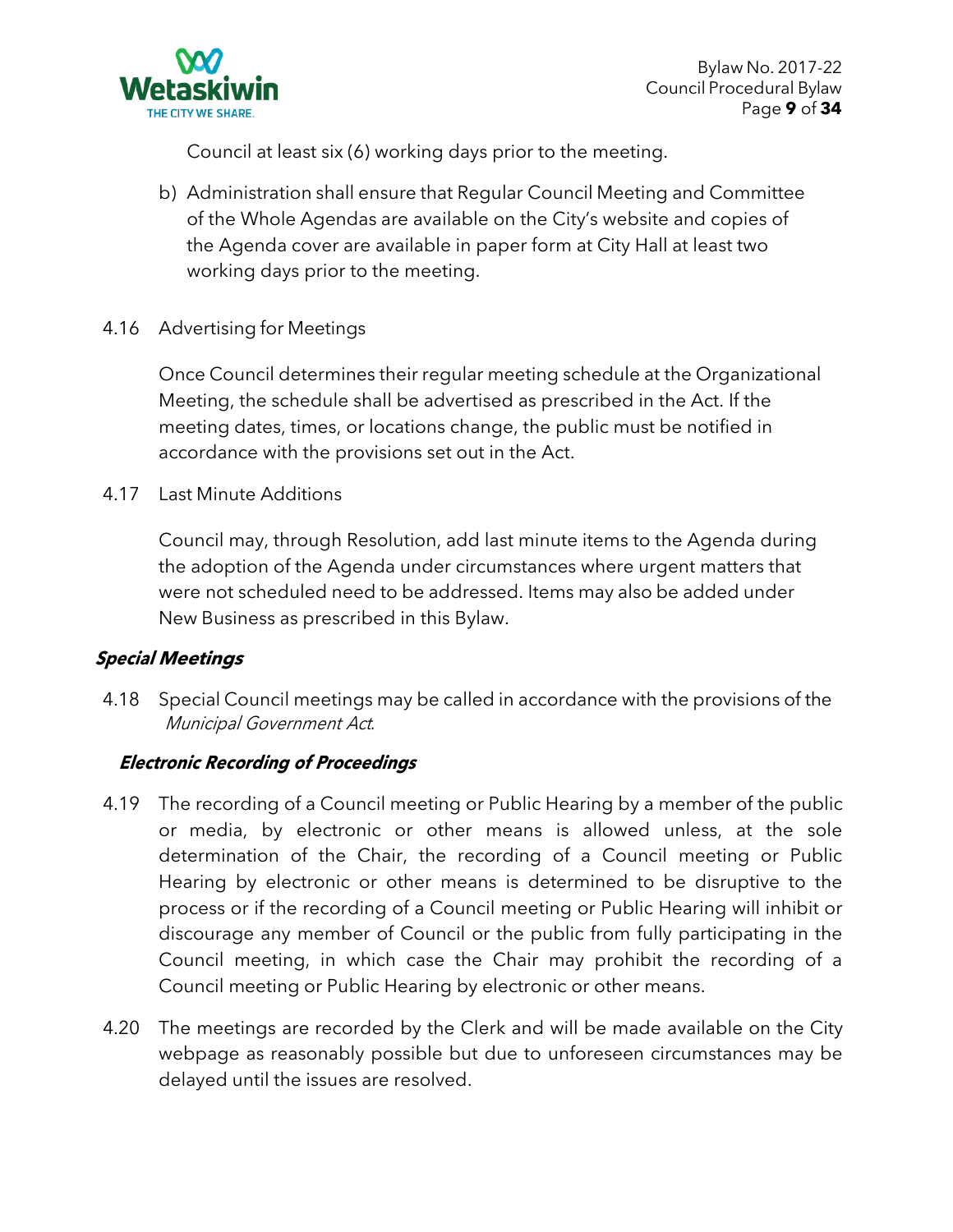Council at least six (6) working days prior to the meeting.

b) Administration shall ensure that Regular Council Meeting and Committee of the Whole Agendas are available on the City's website and copies of the Agenda cover are available in paper form at City Hall at least two working days prior to the meeting.

4.16 Advertising for Meetings

Once Council determines their regular meeting schedule at the Organizational Meeting, the schedule shall be advertised as prescribed in the Act. If the meeting dates, times, or locations change, the public must be notified in accordance with the provisions set out in the Act.

4.17 Last Minute Additions

Council may, through Resolution, add last minute items to the Agenda during the adoption of the Agenda under circumstances where urgent matters that were not scheduled need to be addressed. Items may also be added under New Business as prescribed in this Bylaw.

### ***Special Meetings***

4.18 Special Council meetings may be called in accordance with the provisions of the *Municipal Government Act*.

### ***Electronic Recording of Proceedings***

4.19 The recording of a Council meeting or Public Hearing by a member of the public or media, by electronic or other means is allowed unless, at the sole determination of the Chair, the recording of a Council meeting or Public Hearing by electronic or other means is determined to be disruptive to the process or if the recording of a Council meeting or Public Hearing will inhibit or discourage any member of Council or the public from fully participating in the Council meeting, in which case the Chair may prohibit the recording of a Council meeting or Public Hearing by electronic or other means.

4.20 The meetings are recorded by the Clerk and will be made available on the City webpage as reasonably possible but due to unforeseen circumstances may be delayed until the issues are resolved.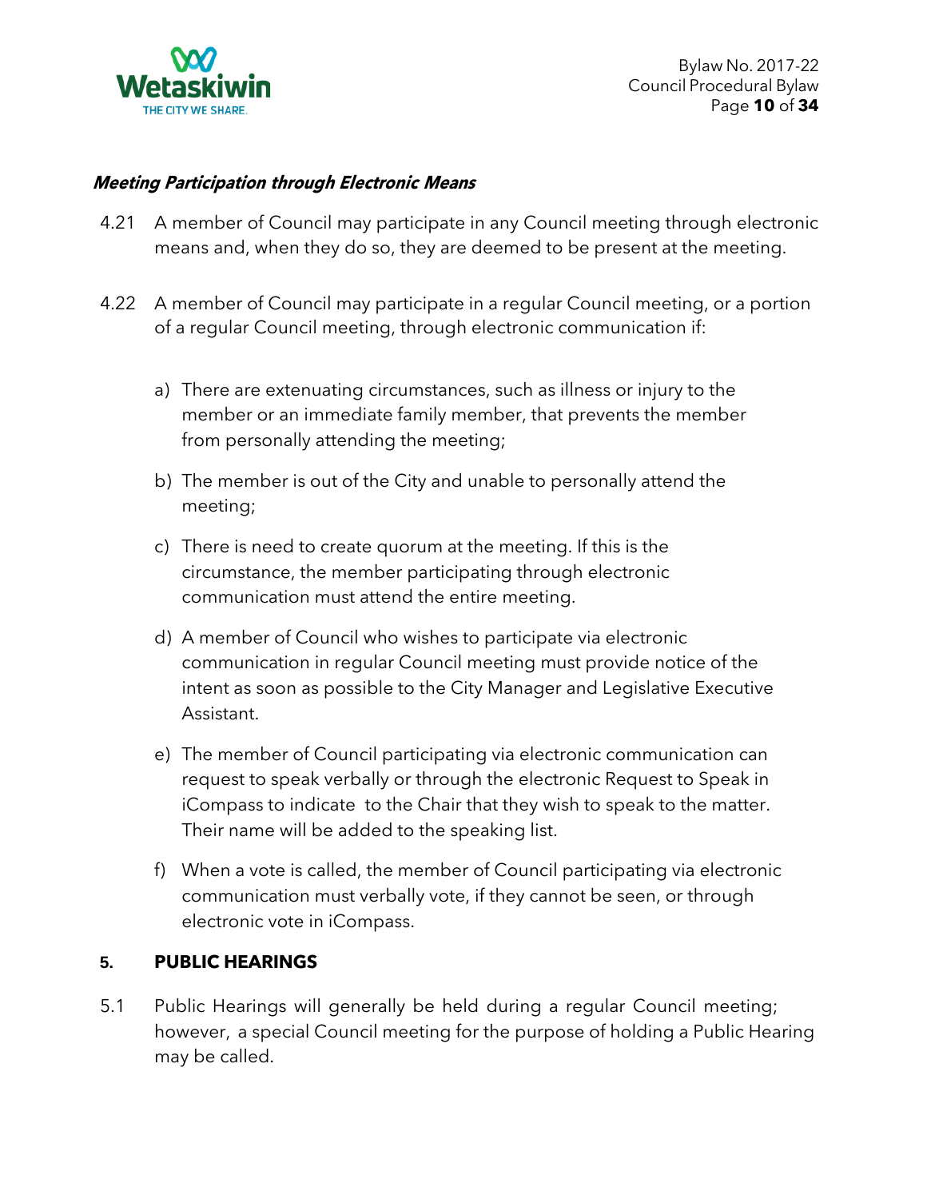***Meeting Participation through Electronic Means***

4.21 A member of Council may participate in any Council meeting through electronic means and, when they do so, they are deemed to be present at the meeting.

4.22 A member of Council may participate in a regular Council meeting, or a portion of a regular Council meeting, through electronic communication if:

a) There are extenuating circumstances, such as illness or injury to the member or an immediate family member, that prevents the member from personally attending the meeting;

b) The member is out of the City and unable to personally attend the meeting;

c) There is need to create quorum at the meeting. If this is the circumstance, the member participating through electronic communication must attend the entire meeting.

d) A member of Council who wishes to participate via electronic communication in regular Council meeting must provide notice of the intent as soon as possible to the City Manager and Legislative Executive Assistant.

e) The member of Council participating via electronic communication can request to speak verbally or through the electronic Request to Speak in iCompass to indicate to the Chair that they wish to speak to the matter. Their name will be added to the speaking list.

f) When a vote is called, the member of Council participating via electronic communication must verbally vote, if they cannot be seen, or through electronic vote in iCompass.

## 5. PUBLIC HEARINGS

5.1 Public Hearings will generally be held during a regular Council meeting; however, a special Council meeting for the purpose of holding a Public Hearing may be called.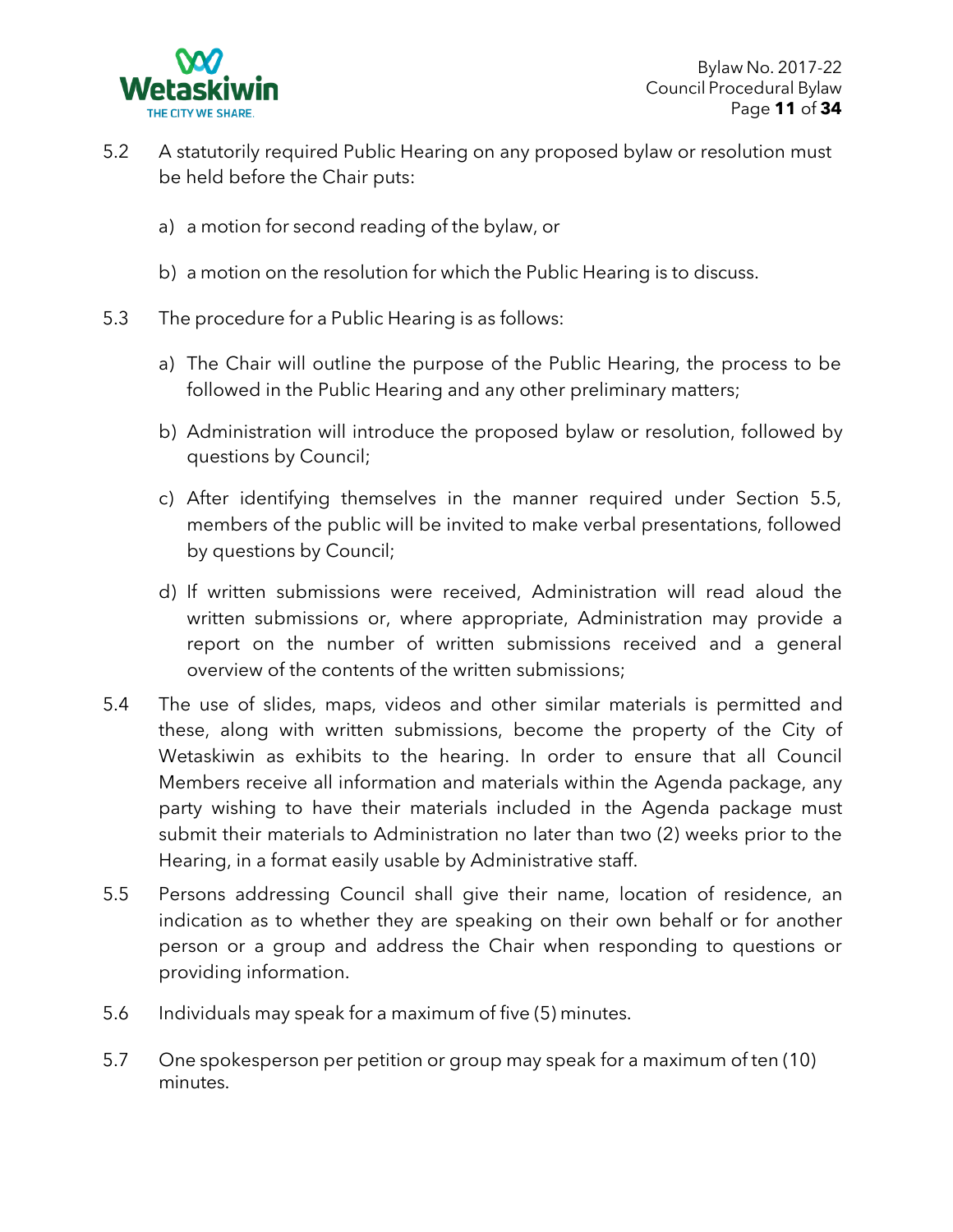5.2 A statutorily required Public Hearing on any proposed bylaw or resolution must be held before the Chair puts:

   a) a motion for second reading of the bylaw, or

   b) a motion on the resolution for which the Public Hearing is to discuss.

5.3 The procedure for a Public Hearing is as follows:

   a) The Chair will outline the purpose of the Public Hearing, the process to be followed in the Public Hearing and any other preliminary matters;

   b) Administration will introduce the proposed bylaw or resolution, followed by questions by Council;

   c) After identifying themselves in the manner required under Section 5.5, members of the public will be invited to make verbal presentations, followed by questions by Council;

   d) If written submissions were received, Administration will read aloud the written submissions or, where appropriate, Administration may provide a report on the number of written submissions received and a general overview of the contents of the written submissions;

5.4 The use of slides, maps, videos and other similar materials is permitted and these, along with written submissions, become the property of the City of Wetaskiwin as exhibits to the hearing. In order to ensure that all Council Members receive all information and materials within the Agenda package, any party wishing to have their materials included in the Agenda package must submit their materials to Administration no later than two (2) weeks prior to the Hearing, in a format easily usable by Administrative staff.

5.5 Persons addressing Council shall give their name, location of residence, an indication as to whether they are speaking on their own behalf or for another person or a group and address the Chair when responding to questions or providing information.

5.6 Individuals may speak for a maximum of five (5) minutes.

5.7 One spokesperson per petition or group may speak for a maximum of ten (10) minutes.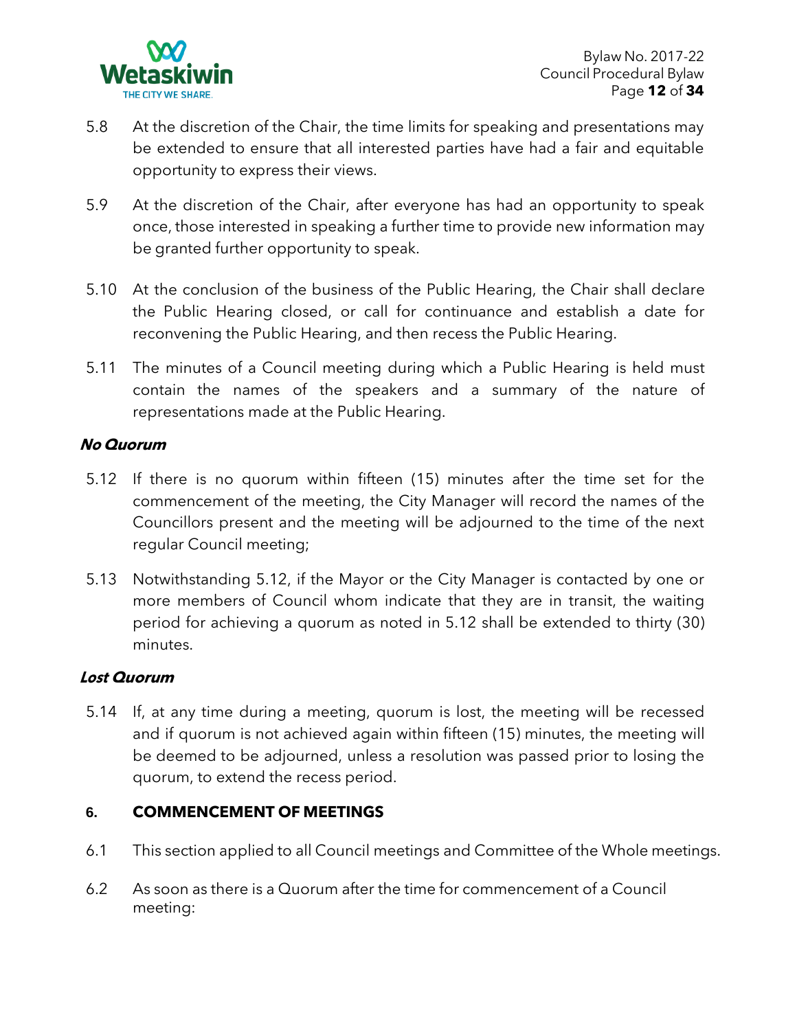5.8 At the discretion of the Chair, the time limits for speaking and presentations may be extended to ensure that all interested parties have had a fair and equitable opportunity to express their views.

5.9 At the discretion of the Chair, after everyone has had an opportunity to speak once, those interested in speaking a further time to provide new information may be granted further opportunity to speak.

5.10 At the conclusion of the business of the Public Hearing, the Chair shall declare the Public Hearing closed, or call for continuance and establish a date for reconvening the Public Hearing, and then recess the Public Hearing.

5.11 The minutes of a Council meeting during which a Public Hearing is held must contain the names of the speakers and a summary of the nature of representations made at the Public Hearing.

***No Quorum***

5.12 If there is no quorum within fifteen (15) minutes after the time set for the commencement of the meeting, the City Manager will record the names of the Councillors present and the meeting will be adjourned to the time of the next regular Council meeting;

5.13 Notwithstanding 5.12, if the Mayor or the City Manager is contacted by one or more members of Council whom indicate that they are in transit, the waiting period for achieving a quorum as noted in 5.12 shall be extended to thirty (30) minutes.

***Lost Quorum***

5.14 If, at any time during a meeting, quorum is lost, the meeting will be recessed and if quorum is not achieved again within fifteen (15) minutes, the meeting will be deemed to be adjourned, unless a resolution was passed prior to losing the quorum, to extend the recess period.

## 6. COMMENCEMENT OF MEETINGS

6.1 This section applied to all Council meetings and Committee of the Whole meetings.

6.2 As soon as there is a Quorum after the time for commencement of a Council meeting: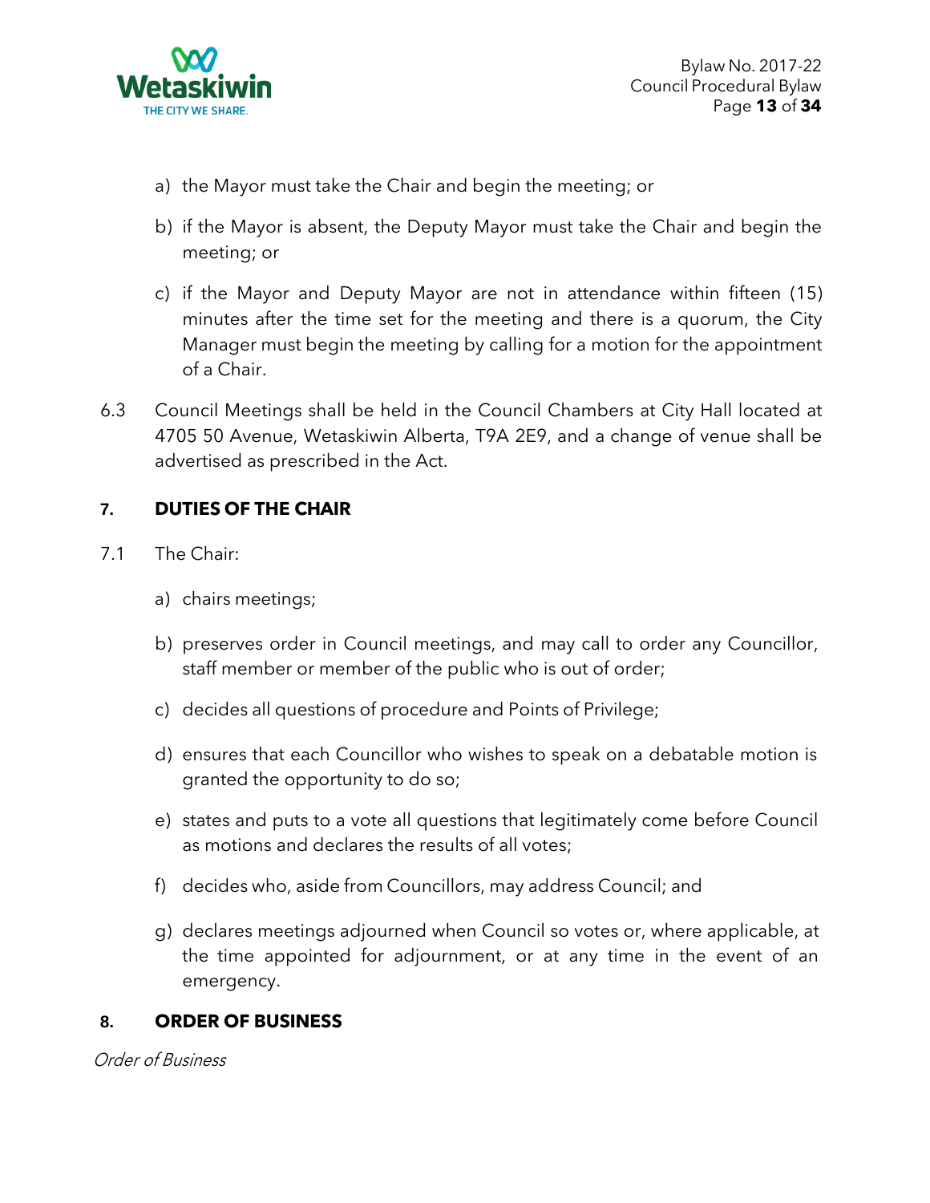a) the Mayor must take the Chair and begin the meeting; or

b) if the Mayor is absent, the Deputy Mayor must take the Chair and begin the meeting; or

c) if the Mayor and Deputy Mayor are not in attendance within fifteen (15) minutes after the time set for the meeting and there is a quorum, the City Manager must begin the meeting by calling for a motion for the appointment of a Chair.

6.3 Council Meetings shall be held in the Council Chambers at City Hall located at 4705 50 Avenue, Wetaskiwin Alberta, T9A 2E9, and a change of venue shall be advertised as prescribed in the Act.

## 7. DUTIES OF THE CHAIR

7.1 The Chair:

a) chairs meetings;

b) preserves order in Council meetings, and may call to order any Councillor, staff member or member of the public who is out of order;

c) decides all questions of procedure and Points of Privilege;

d) ensures that each Councillor who wishes to speak on a debatable motion is granted the opportunity to do so;

e) states and puts to a vote all questions that legitimately come before Council as motions and declares the results of all votes;

f) decides who, aside from Councillors, may address Council; and

g) declares meetings adjourned when Council so votes or, where applicable, at the time appointed for adjournment, or at any time in the event of an emergency.

## 8. ORDER OF BUSINESS

*Order of Business*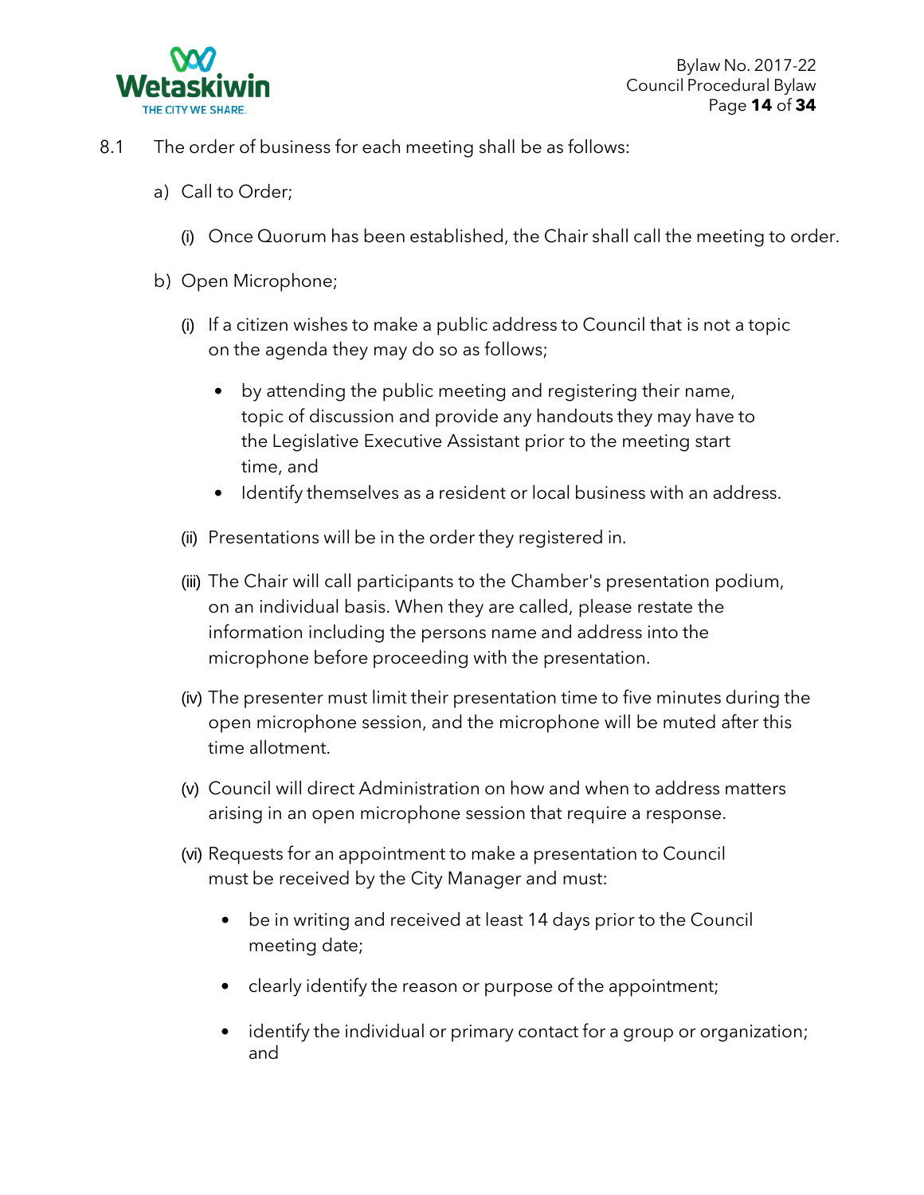8.1 The order of business for each meeting shall be as follows:

a) Call to Order;

   (i) Once Quorum has been established, the Chair shall call the meeting to order.

b) Open Microphone;

   (i) If a citizen wishes to make a public address to Council that is not a topic on the agenda they may do so as follows;

      - by attending the public meeting and registering their name, topic of discussion and provide any handouts they may have to the Legislative Executive Assistant prior to the meeting start time, and
      - Identify themselves as a resident or local business with an address.

   (ii) Presentations will be in the order they registered in.

   (iii) The Chair will call participants to the Chamber's presentation podium, on an individual basis. When they are called, please restate the information including the persons name and address into the microphone before proceeding with the presentation.

   (iv) The presenter must limit their presentation time to five minutes during the open microphone session, and the microphone will be muted after this time allotment.

   (v) Council will direct Administration on how and when to address matters arising in an open microphone session that require a response.

   (vi) Requests for an appointment to make a presentation to Council must be received by the City Manager and must:

      - be in writing and received at least 14 days prior to the Council meeting date;
      - clearly identify the reason or purpose of the appointment;
      - identify the individual or primary contact for a group or organization; and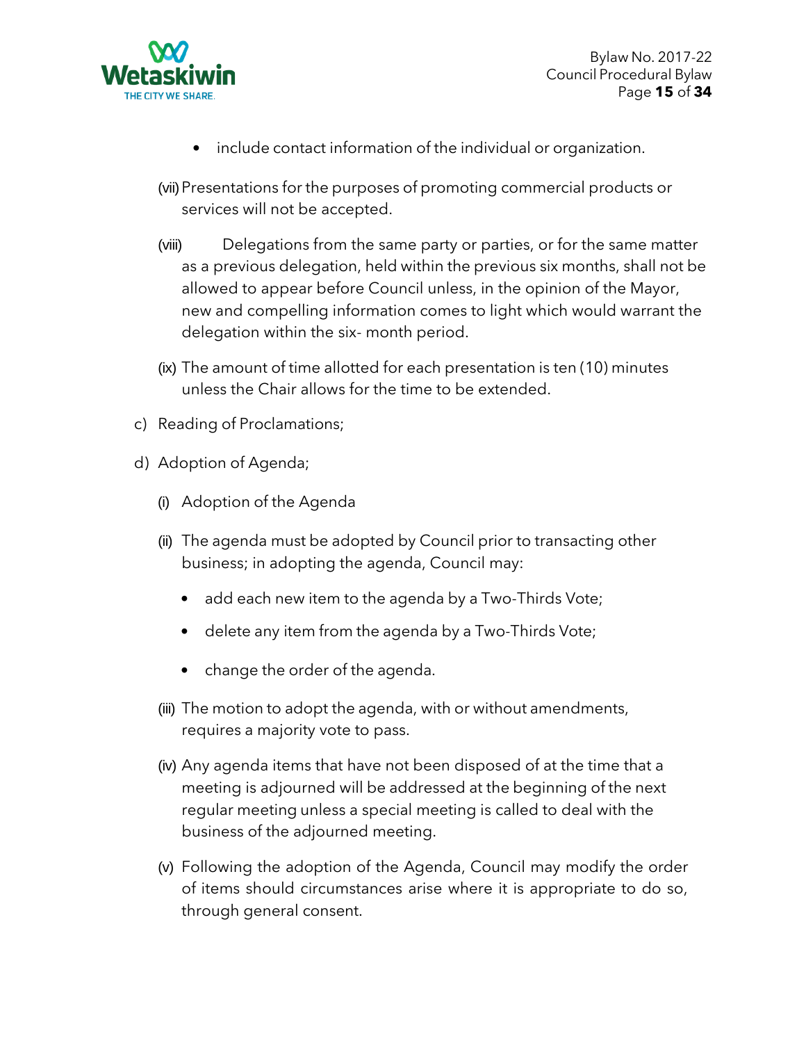- include contact information of the individual or organization.

(vii) Presentations for the purposes of promoting commercial products or services will not be accepted.

(viii) Delegations from the same party or parties, or for the same matter as a previous delegation, held within the previous six months, shall not be allowed to appear before Council unless, in the opinion of the Mayor, new and compelling information comes to light which would warrant the delegation within the six- month period.

(ix) The amount of time allotted for each presentation is ten (10) minutes unless the Chair allows for the time to be extended.

c) Reading of Proclamations;

d) Adoption of Agenda;

(i) Adoption of the Agenda

(ii) The agenda must be adopted by Council prior to transacting other business; in adopting the agenda, Council may:

- add each new item to the agenda by a Two-Thirds Vote;
- delete any item from the agenda by a Two-Thirds Vote;
- change the order of the agenda.

(iii) The motion to adopt the agenda, with or without amendments, requires a majority vote to pass.

(iv) Any agenda items that have not been disposed of at the time that a meeting is adjourned will be addressed at the beginning of the next regular meeting unless a special meeting is called to deal with the business of the adjourned meeting.

(v) Following the adoption of the Agenda, Council may modify the order of items should circumstances arise where it is appropriate to do so, through general consent.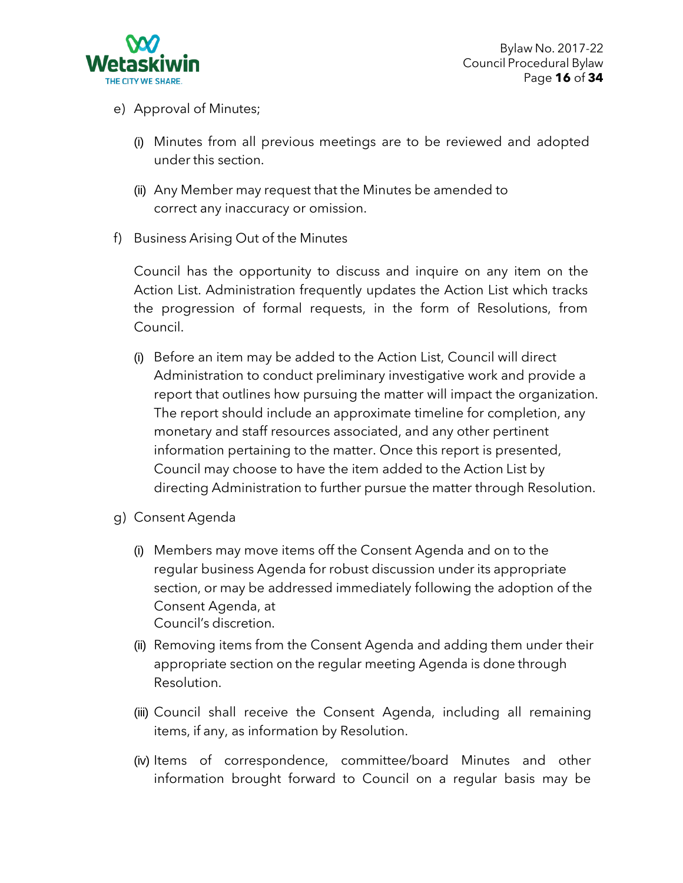e) Approval of Minutes;

   (i) Minutes from all previous meetings are to be reviewed and adopted under this section.

   (ii) Any Member may request that the Minutes be amended to correct any inaccuracy or omission.

f) Business Arising Out of the Minutes

   Council has the opportunity to discuss and inquire on any item on the Action List. Administration frequently updates the Action List which tracks the progression of formal requests, in the form of Resolutions, from Council.

   (i) Before an item may be added to the Action List, Council will direct Administration to conduct preliminary investigative work and provide a report that outlines how pursuing the matter will impact the organization. The report should include an approximate timeline for completion, any monetary and staff resources associated, and any other pertinent information pertaining to the matter. Once this report is presented, Council may choose to have the item added to the Action List by directing Administration to further pursue the matter through Resolution.

g) Consent Agenda

   (i) Members may move items off the Consent Agenda and on to the regular business Agenda for robust discussion under its appropriate section, or may be addressed immediately following the adoption of the Consent Agenda, at Council's discretion.

   (ii) Removing items from the Consent Agenda and adding them under their appropriate section on the regular meeting Agenda is done through Resolution.

   (iii) Council shall receive the Consent Agenda, including all remaining items, if any, as information by Resolution.

   (iv) Items of correspondence, committee/board Minutes and other information brought forward to Council on a regular basis may be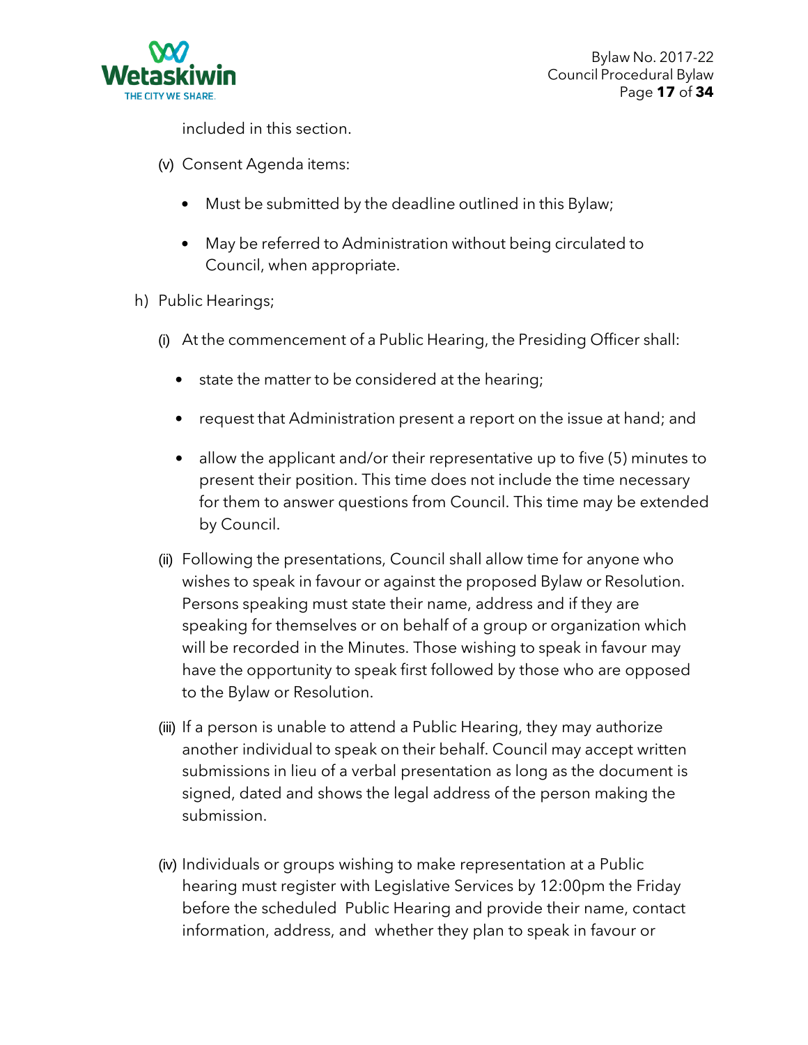included in this section.

(v) Consent Agenda items:

- Must be submitted by the deadline outlined in this Bylaw;
- May be referred to Administration without being circulated to Council, when appropriate.

h) Public Hearings;

(i) At the commencement of a Public Hearing, the Presiding Officer shall:

- state the matter to be considered at the hearing;
- request that Administration present a report on the issue at hand; and
- allow the applicant and/or their representative up to five (5) minutes to present their position. This time does not include the time necessary for them to answer questions from Council. This time may be extended by Council.

(ii) Following the presentations, Council shall allow time for anyone who wishes to speak in favour or against the proposed Bylaw or Resolution. Persons speaking must state their name, address and if they are speaking for themselves or on behalf of a group or organization which will be recorded in the Minutes. Those wishing to speak in favour may have the opportunity to speak first followed by those who are opposed to the Bylaw or Resolution.

(iii) If a person is unable to attend a Public Hearing, they may authorize another individual to speak on their behalf. Council may accept written submissions in lieu of a verbal presentation as long as the document is signed, dated and shows the legal address of the person making the submission.

(iv) Individuals or groups wishing to make representation at a Public hearing must register with Legislative Services by 12:00pm the Friday before the scheduled Public Hearing and provide their name, contact information, address, and whether they plan to speak in favour or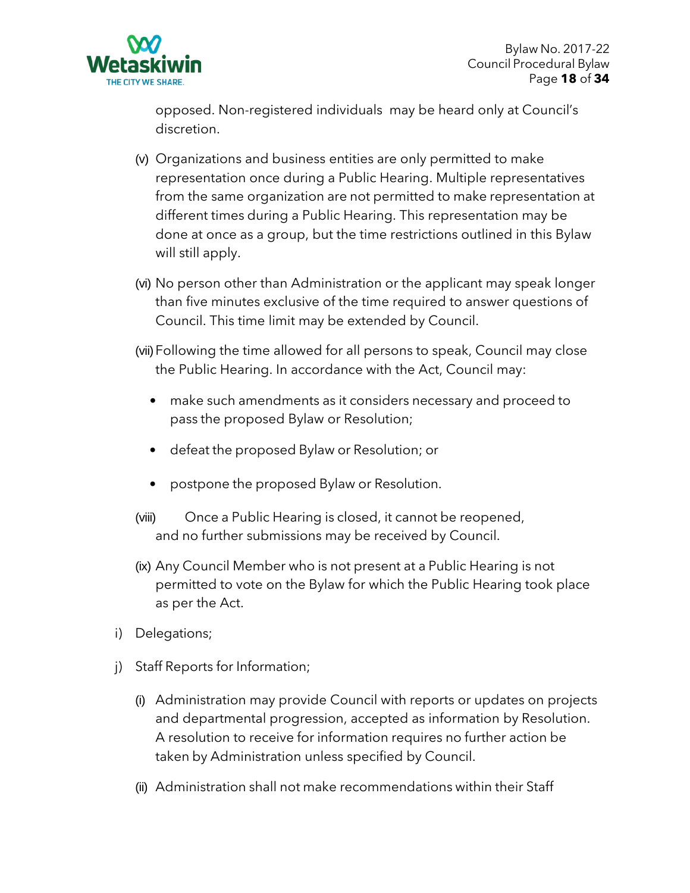opposed. Non-registered individuals may be heard only at Council's discretion.

(v) Organizations and business entities are only permitted to make representation once during a Public Hearing. Multiple representatives from the same organization are not permitted to make representation at different times during a Public Hearing. This representation may be done at once as a group, but the time restrictions outlined in this Bylaw will still apply.

(vi) No person other than Administration or the applicant may speak longer than five minutes exclusive of the time required to answer questions of Council. This time limit may be extended by Council.

(vii) Following the time allowed for all persons to speak, Council may close the Public Hearing. In accordance with the Act, Council may:

- make such amendments as it considers necessary and proceed to pass the proposed Bylaw or Resolution;
- defeat the proposed Bylaw or Resolution; or
- postpone the proposed Bylaw or Resolution.

(viii) Once a Public Hearing is closed, it cannot be reopened, and no further submissions may be received by Council.

(ix) Any Council Member who is not present at a Public Hearing is not permitted to vote on the Bylaw for which the Public Hearing took place as per the Act.

i) Delegations;

j) Staff Reports for Information;

(i) Administration may provide Council with reports or updates on projects and departmental progression, accepted as information by Resolution. A resolution to receive for information requires no further action be taken by Administration unless specified by Council.

(ii) Administration shall not make recommendations within their Staff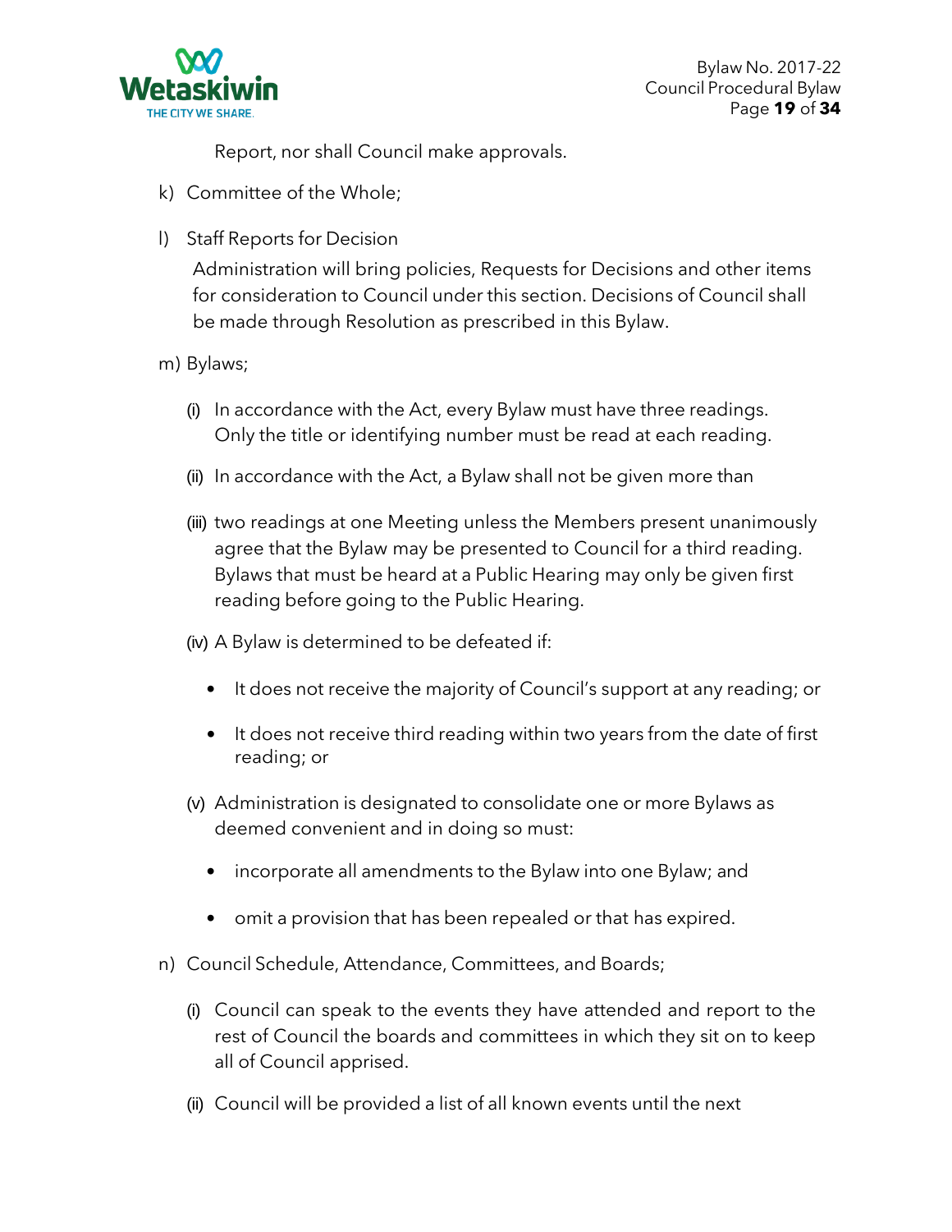Report, nor shall Council make approvals.

k) Committee of the Whole;

l) Staff Reports for Decision

   Administration will bring policies, Requests for Decisions and other items for consideration to Council under this section. Decisions of Council shall be made through Resolution as prescribed in this Bylaw.

m) Bylaws;

   (i) In accordance with the Act, every Bylaw must have three readings. Only the title or identifying number must be read at each reading.

   (ii) In accordance with the Act, a Bylaw shall not be given more than

   (iii) two readings at one Meeting unless the Members present unanimously agree that the Bylaw may be presented to Council for a third reading. Bylaws that must be heard at a Public Hearing may only be given first reading before going to the Public Hearing.

   (iv) A Bylaw is determined to be defeated if:

   - It does not receive the majority of Council's support at any reading; or
   - It does not receive third reading within two years from the date of first reading; or

   (v) Administration is designated to consolidate one or more Bylaws as deemed convenient and in doing so must:

   - incorporate all amendments to the Bylaw into one Bylaw; and
   - omit a provision that has been repealed or that has expired.

n) Council Schedule, Attendance, Committees, and Boards;

   (i) Council can speak to the events they have attended and report to the rest of Council the boards and committees in which they sit on to keep all of Council apprised.

   (ii) Council will be provided a list of all known events until the next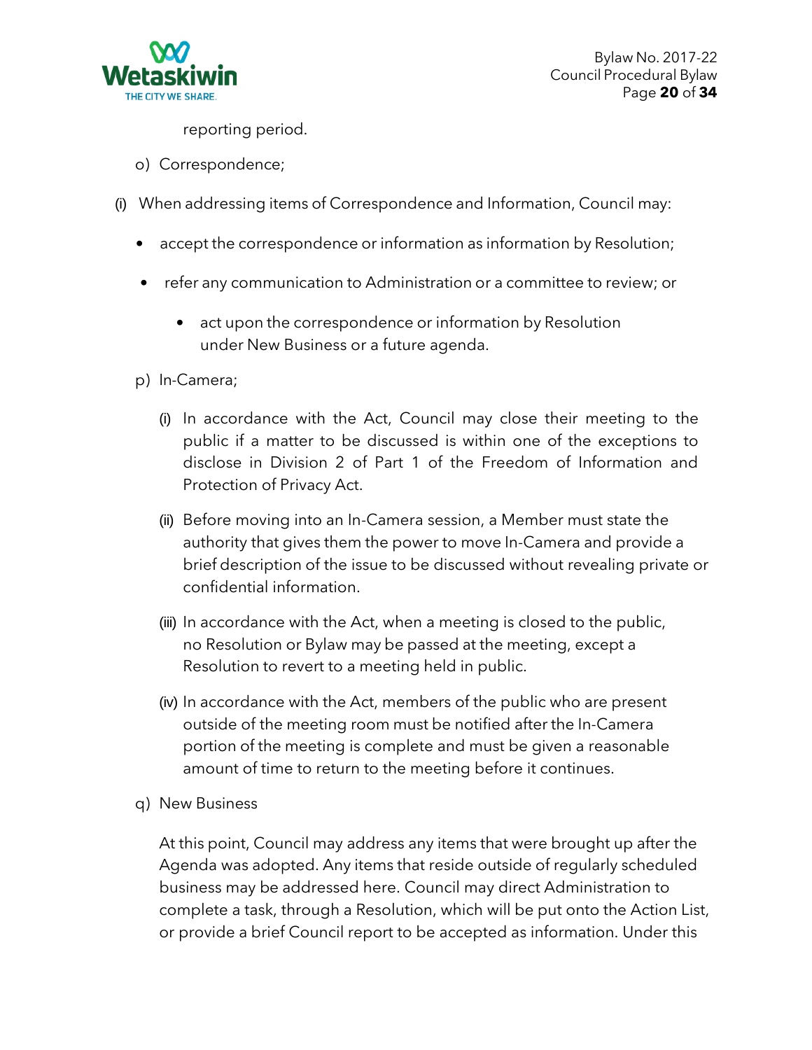reporting period.

o) Correspondence;

(i) When addressing items of Correspondence and Information, Council may:

- accept the correspondence or information as information by Resolution;
- refer any communication to Administration or a committee to review; or
- act upon the correspondence or information by Resolution under New Business or a future agenda.

p) In-Camera;

(i) In accordance with the Act, Council may close their meeting to the public if a matter to be discussed is within one of the exceptions to disclose in Division 2 of Part 1 of the Freedom of Information and Protection of Privacy Act.

(ii) Before moving into an In-Camera session, a Member must state the authority that gives them the power to move In-Camera and provide a brief description of the issue to be discussed without revealing private or confidential information.

(iii) In accordance with the Act, when a meeting is closed to the public, no Resolution or Bylaw may be passed at the meeting, except a Resolution to revert to a meeting held in public.

(iv) In accordance with the Act, members of the public who are present outside of the meeting room must be notified after the In-Camera portion of the meeting is complete and must be given a reasonable amount of time to return to the meeting before it continues.

q) New Business

At this point, Council may address any items that were brought up after the Agenda was adopted. Any items that reside outside of regularly scheduled business may be addressed here. Council may direct Administration to complete a task, through a Resolution, which will be put onto the Action List, or provide a brief Council report to be accepted as information. Under this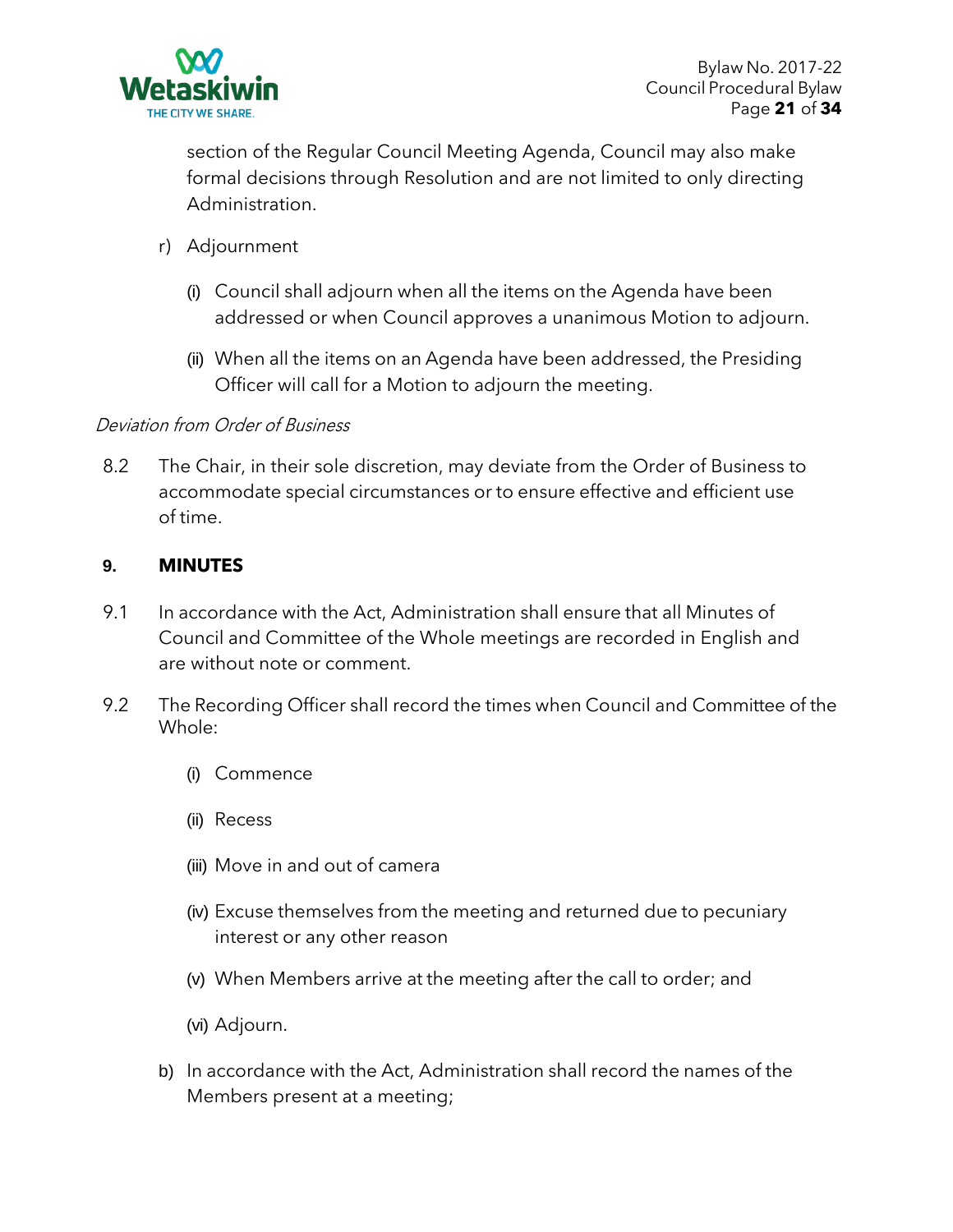section of the Regular Council Meeting Agenda, Council may also make formal decisions through Resolution and are not limited to only directing Administration.

r) Adjournment

   (i) Council shall adjourn when all the items on the Agenda have been addressed or when Council approves a unanimous Motion to adjourn.

   (ii) When all the items on an Agenda have been addressed, the Presiding Officer will call for a Motion to adjourn the meeting.

*Deviation from Order of Business*

8.2 The Chair, in their sole discretion, may deviate from the Order of Business to accommodate special circumstances or to ensure effective and efficient use of time.

## 9. MINUTES

9.1 In accordance with the Act, Administration shall ensure that all Minutes of Council and Committee of the Whole meetings are recorded in English and are without note or comment.

9.2 The Recording Officer shall record the times when Council and Committee of the Whole:

   (i) Commence

   (ii) Recess

   (iii) Move in and out of camera

   (iv) Excuse themselves from the meeting and returned due to pecuniary interest or any other reason

   (v) When Members arrive at the meeting after the call to order; and

   (vi) Adjourn.

b) In accordance with the Act, Administration shall record the names of the Members present at a meeting;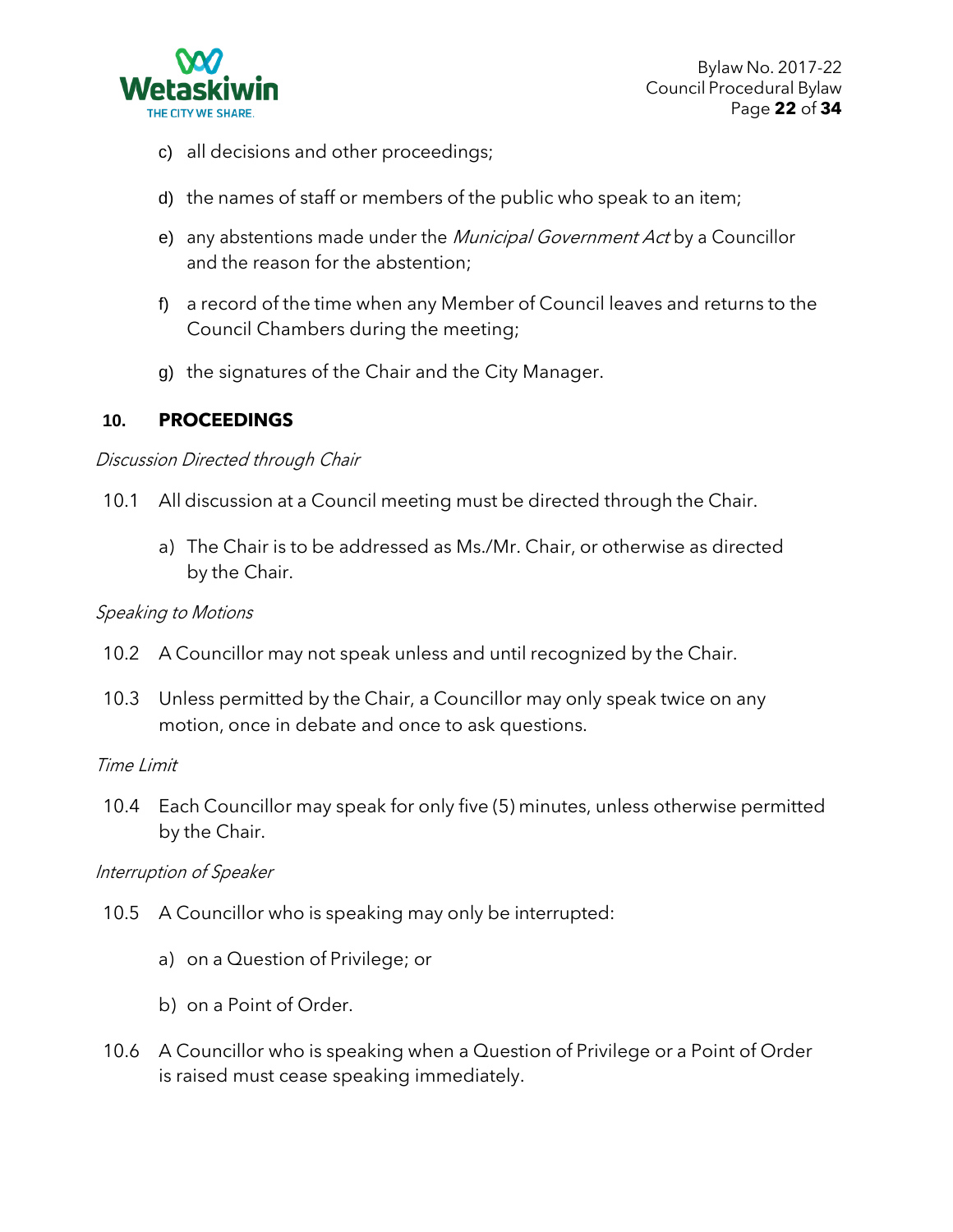c) all decisions and other proceedings;

d) the names of staff or members of the public who speak to an item;

e) any abstentions made under the *Municipal Government Act* by a Councillor and the reason for the abstention;

f) a record of the time when any Member of Council leaves and returns to the Council Chambers during the meeting;

g) the signatures of the Chair and the City Manager.

## 10. PROCEEDINGS

*Discussion Directed through Chair*

10.1 All discussion at a Council meeting must be directed through the Chair.

a) The Chair is to be addressed as Ms./Mr. Chair, or otherwise as directed by the Chair.

*Speaking to Motions*

10.2 A Councillor may not speak unless and until recognized by the Chair.

10.3 Unless permitted by the Chair, a Councillor may only speak twice on any motion, once in debate and once to ask questions.

*Time Limit*

10.4 Each Councillor may speak for only five (5) minutes, unless otherwise permitted by the Chair.

*Interruption of Speaker*

10.5 A Councillor who is speaking may only be interrupted:

a) on a Question of Privilege; or

b) on a Point of Order.

10.6 A Councillor who is speaking when a Question of Privilege or a Point of Order is raised must cease speaking immediately.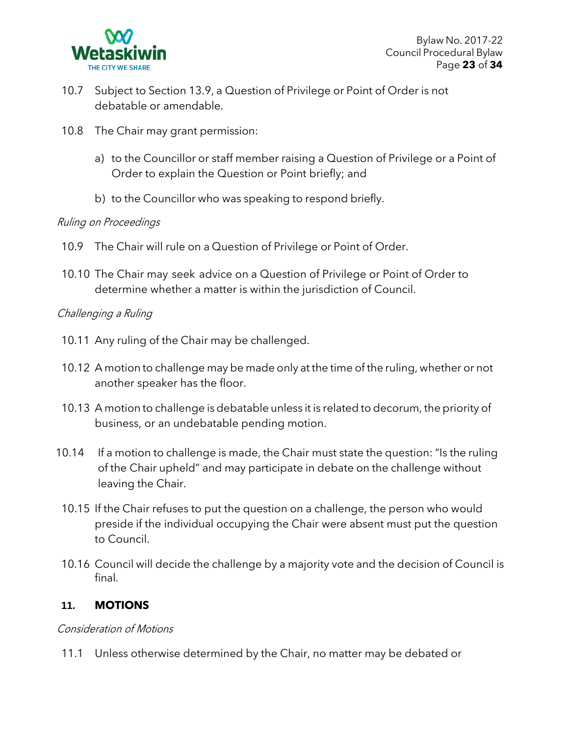10.7 Subject to Section 13.9, a Question of Privilege or Point of Order is not debatable or amendable.

10.8 The Chair may grant permission:

a) to the Councillor or staff member raising a Question of Privilege or a Point of Order to explain the Question or Point briefly; and

b) to the Councillor who was speaking to respond briefly.

*Ruling on Proceedings*

10.9 The Chair will rule on a Question of Privilege or Point of Order.

10.10 The Chair may seek advice on a Question of Privilege or Point of Order to determine whether a matter is within the jurisdiction of Council.

*Challenging a Ruling*

10.11 Any ruling of the Chair may be challenged.

10.12 A motion to challenge may be made only at the time of the ruling, whether or not another speaker has the floor.

10.13 A motion to challenge is debatable unless it is related to decorum, the priority of business, or an undebatable pending motion.

10.14 If a motion to challenge is made, the Chair must state the question: "Is the ruling of the Chair upheld" and may participate in debate on the challenge without leaving the Chair.

10.15 If the Chair refuses to put the question on a challenge, the person who would preside if the individual occupying the Chair were absent must put the question to Council.

10.16 Council will decide the challenge by a majority vote and the decision of Council is final.

## 11. MOTIONS

*Consideration of Motions*

11.1 Unless otherwise determined by the Chair, no matter may be debated or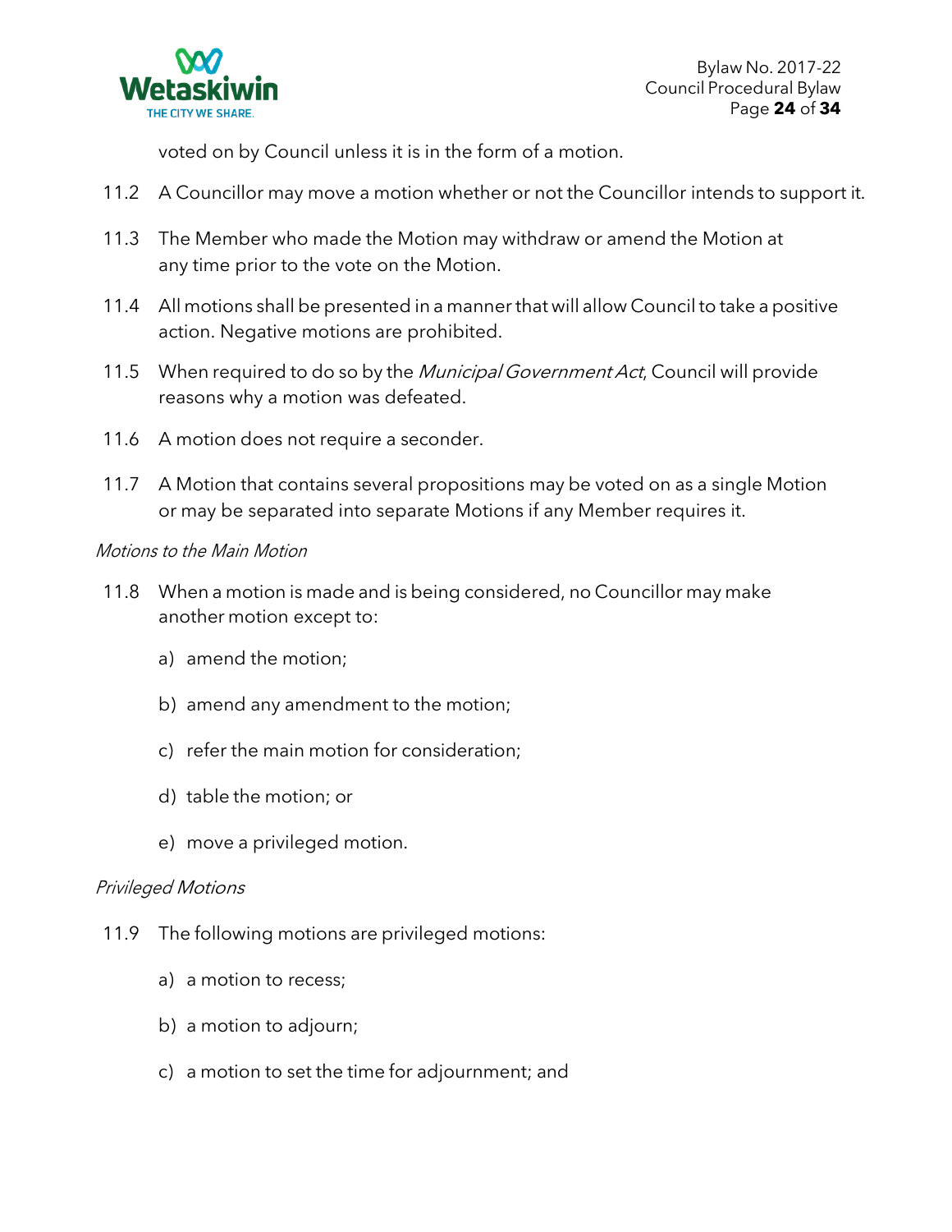voted on by Council unless it is in the form of a motion.

11.2 A Councillor may move a motion whether or not the Councillor intends to support it.

11.3 The Member who made the Motion may withdraw or amend the Motion at any time prior to the vote on the Motion.

11.4 All motions shall be presented in a manner that will allow Council to take a positive action. Negative motions are prohibited.

11.5 When required to do so by the *Municipal Government Act*, Council will provide reasons why a motion was defeated.

11.6 A motion does not require a seconder.

11.7 A Motion that contains several propositions may be voted on as a single Motion or may be separated into separate Motions if any Member requires it.

*Motions to the Main Motion*

11.8 When a motion is made and is being considered, no Councillor may make another motion except to:

a) amend the motion;

b) amend any amendment to the motion;

c) refer the main motion for consideration;

d) table the motion; or

e) move a privileged motion.

*Privileged Motions*

11.9 The following motions are privileged motions:

a) a motion to recess;

b) a motion to adjourn;

c) a motion to set the time for adjournment; and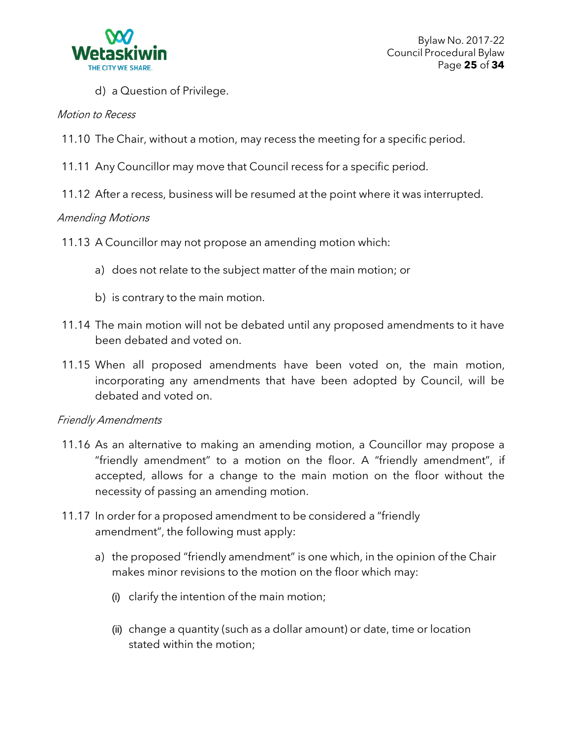d) a Question of Privilege.

*Motion to Recess*

11.10 The Chair, without a motion, may recess the meeting for a specific period.

11.11 Any Councillor may move that Council recess for a specific period.

11.12 After a recess, business will be resumed at the point where it was interrupted.

*Amending Motions*

11.13 A Councillor may not propose an amending motion which:

a) does not relate to the subject matter of the main motion; or

b) is contrary to the main motion.

11.14 The main motion will not be debated until any proposed amendments to it have been debated and voted on.

11.15 When all proposed amendments have been voted on, the main motion, incorporating any amendments that have been adopted by Council, will be debated and voted on.

*Friendly Amendments*

11.16 As an alternative to making an amending motion, a Councillor may propose a "friendly amendment" to a motion on the floor. A "friendly amendment", if accepted, allows for a change to the main motion on the floor without the necessity of passing an amending motion.

11.17 In order for a proposed amendment to be considered a "friendly amendment", the following must apply:

a) the proposed "friendly amendment" is one which, in the opinion of the Chair makes minor revisions to the motion on the floor which may:

(i) clarify the intention of the main motion;

(ii) change a quantity (such as a dollar amount) or date, time or location stated within the motion;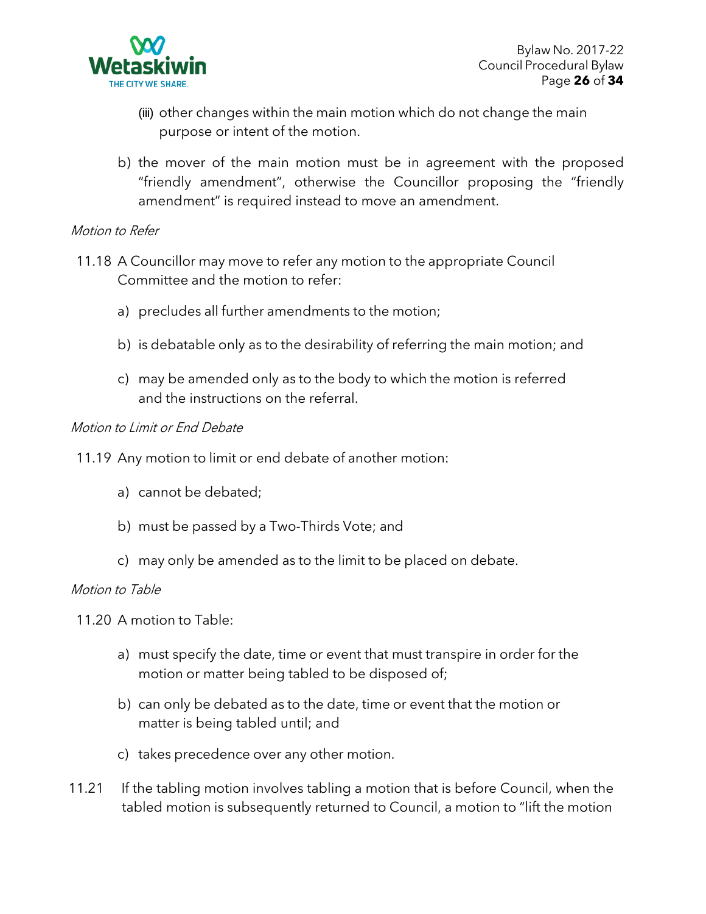(iii) other changes within the main motion which do not change the main purpose or intent of the motion.

b) the mover of the main motion must be in agreement with the proposed "friendly amendment", otherwise the Councillor proposing the "friendly amendment" is required instead to move an amendment.

*Motion to Refer*

11.18 A Councillor may move to refer any motion to the appropriate Council Committee and the motion to refer:

a) precludes all further amendments to the motion;

b) is debatable only as to the desirability of referring the main motion; and

c) may be amended only as to the body to which the motion is referred and the instructions on the referral.

*Motion to Limit or End Debate*

11.19 Any motion to limit or end debate of another motion:

a) cannot be debated;

b) must be passed by a Two-Thirds Vote; and

c) may only be amended as to the limit to be placed on debate.

*Motion to Table*

11.20 A motion to Table:

a) must specify the date, time or event that must transpire in order for the motion or matter being tabled to be disposed of;

b) can only be debated as to the date, time or event that the motion or matter is being tabled until; and

c) takes precedence over any other motion.

11.21 If the tabling motion involves tabling a motion that is before Council, when the tabled motion is subsequently returned to Council, a motion to "lift the motion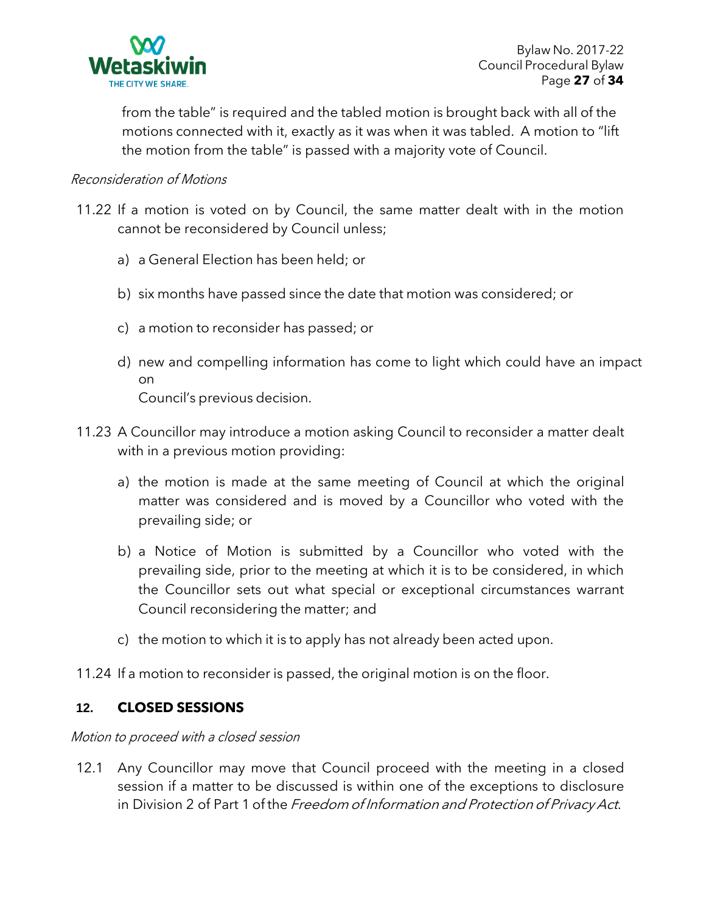from the table" is required and the tabled motion is brought back with all of the motions connected with it, exactly as it was when it was tabled. A motion to "lift the motion from the table" is passed with a majority vote of Council.

*Reconsideration of Motions*

11.22 If a motion is voted on by Council, the same matter dealt with in the motion cannot be reconsidered by Council unless;

a) a General Election has been held; or

b) six months have passed since the date that motion was considered; or

c) a motion to reconsider has passed; or

d) new and compelling information has come to light which could have an impact on Council's previous decision.

11.23 A Councillor may introduce a motion asking Council to reconsider a matter dealt with in a previous motion providing:

a) the motion is made at the same meeting of Council at which the original matter was considered and is moved by a Councillor who voted with the prevailing side; or

b) a Notice of Motion is submitted by a Councillor who voted with the prevailing side, prior to the meeting at which it is to be considered, in which the Councillor sets out what special or exceptional circumstances warrant Council reconsidering the matter; and

c) the motion to which it is to apply has not already been acted upon.

11.24 If a motion to reconsider is passed, the original motion is on the floor.

## 12. CLOSED SESSIONS

*Motion to proceed with a closed session*

12.1 Any Councillor may move that Council proceed with the meeting in a closed session if a matter to be discussed is within one of the exceptions to disclosure in Division 2 of Part 1 of the *Freedom of Information and Protection of Privacy Act*.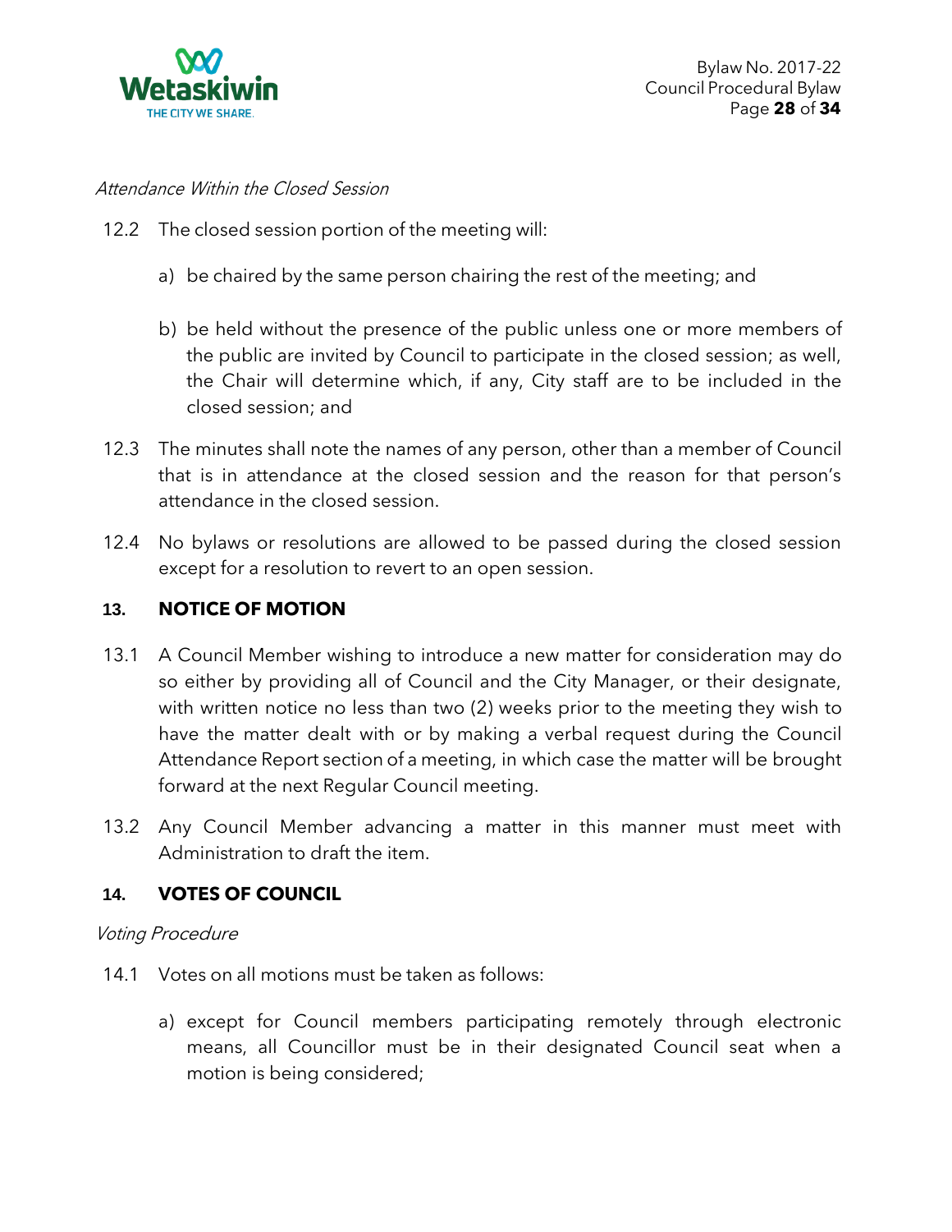*Attendance Within the Closed Session*

12.2 The closed session portion of the meeting will:

a) be chaired by the same person chairing the rest of the meeting; and

b) be held without the presence of the public unless one or more members of the public are invited by Council to participate in the closed session; as well, the Chair will determine which, if any, City staff are to be included in the closed session; and

12.3 The minutes shall note the names of any person, other than a member of Council that is in attendance at the closed session and the reason for that person's attendance in the closed session.

12.4 No bylaws or resolutions are allowed to be passed during the closed session except for a resolution to revert to an open session.

## 13. NOTICE OF MOTION

13.1 A Council Member wishing to introduce a new matter for consideration may do so either by providing all of Council and the City Manager, or their designate, with written notice no less than two (2) weeks prior to the meeting they wish to have the matter dealt with or by making a verbal request during the Council Attendance Report section of a meeting, in which case the matter will be brought forward at the next Regular Council meeting.

13.2 Any Council Member advancing a matter in this manner must meet with Administration to draft the item.

## 14. VOTES OF COUNCIL

*Voting Procedure*

14.1 Votes on all motions must be taken as follows:

a) except for Council members participating remotely through electronic means, all Councillor must be in their designated Council seat when a motion is being considered;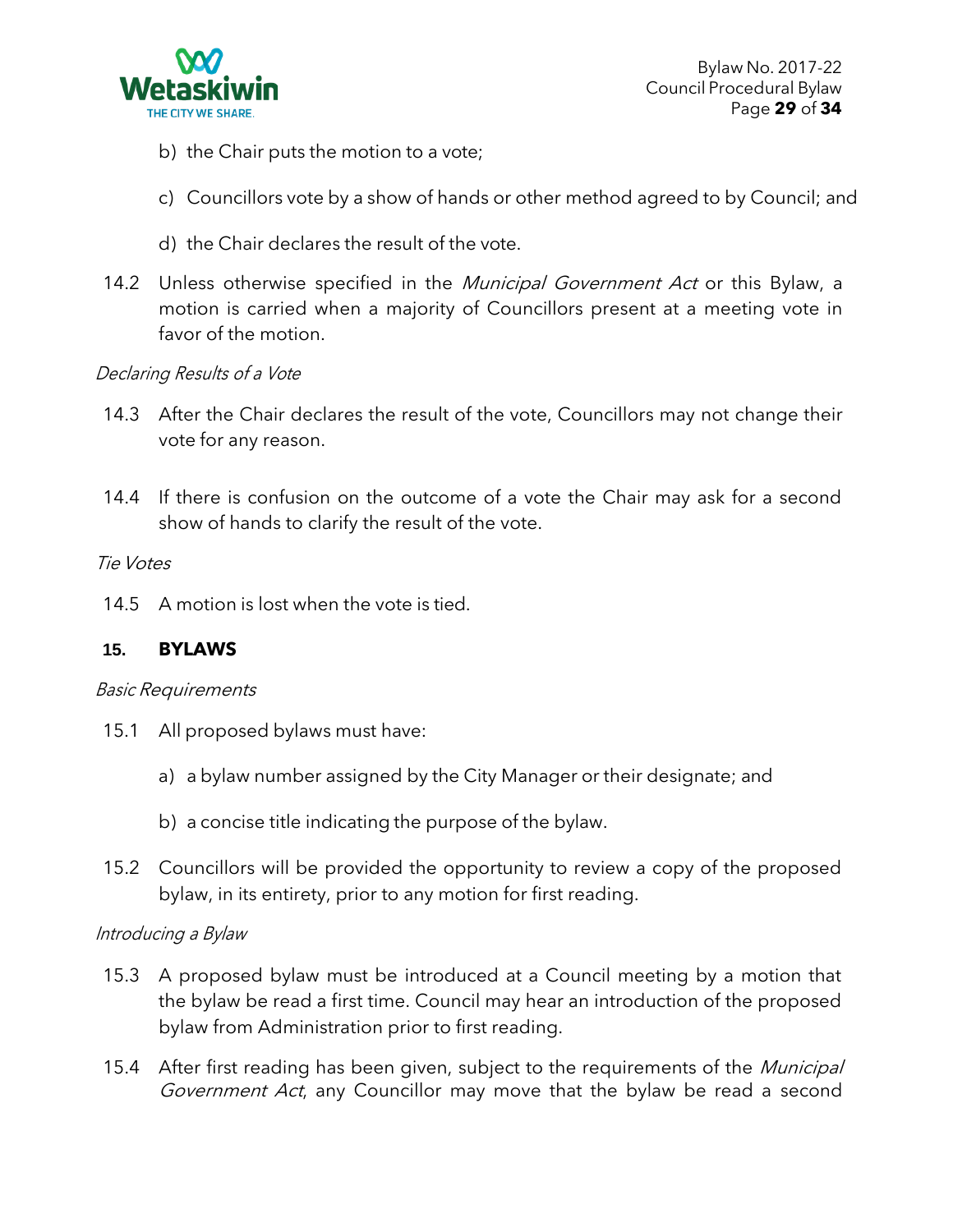b) the Chair puts the motion to a vote;

c) Councillors vote by a show of hands or other method agreed to by Council; and

d) the Chair declares the result of the vote.

14.2 Unless otherwise specified in the *Municipal Government Act* or this Bylaw, a motion is carried when a majority of Councillors present at a meeting vote in favor of the motion.

*Declaring Results of a Vote*

14.3 After the Chair declares the result of the vote, Councillors may not change their vote for any reason.

14.4 If there is confusion on the outcome of a vote the Chair may ask for a second show of hands to clarify the result of the vote.

*Tie Votes*

14.5 A motion is lost when the vote is tied.

## 15. BYLAWS

*Basic Requirements*

15.1 All proposed bylaws must have:

a) a bylaw number assigned by the City Manager or their designate; and

b) a concise title indicating the purpose of the bylaw.

15.2 Councillors will be provided the opportunity to review a copy of the proposed bylaw, in its entirety, prior to any motion for first reading.

*Introducing a Bylaw*

15.3 A proposed bylaw must be introduced at a Council meeting by a motion that the bylaw be read a first time. Council may hear an introduction of the proposed bylaw from Administration prior to first reading.

15.4 After first reading has been given, subject to the requirements of the *Municipal Government Act*, any Councillor may move that the bylaw be read a second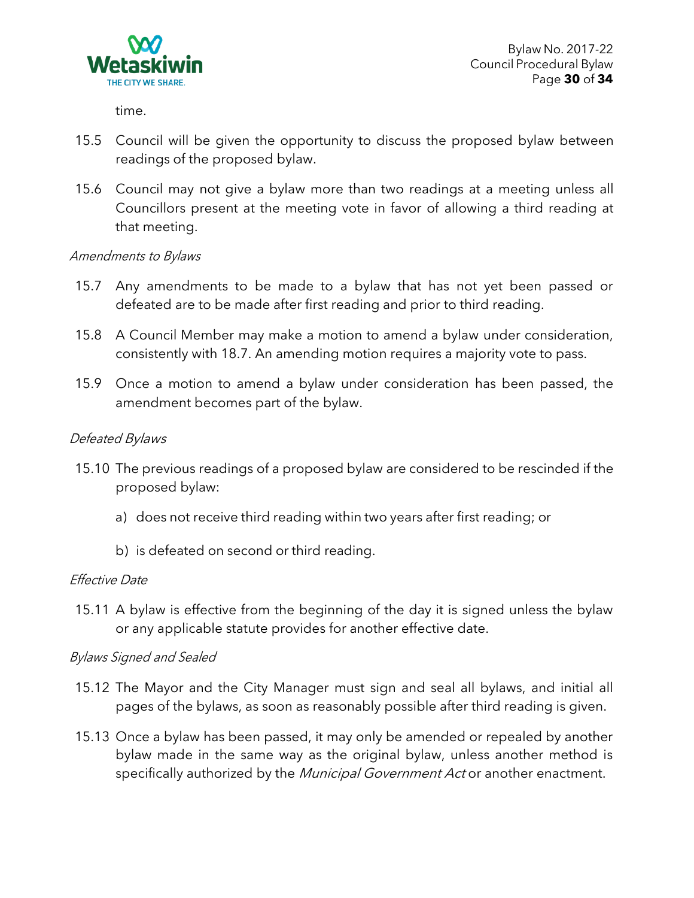time.

15.5 Council will be given the opportunity to discuss the proposed bylaw between readings of the proposed bylaw.

15.6 Council may not give a bylaw more than two readings at a meeting unless all Councillors present at the meeting vote in favor of allowing a third reading at that meeting.

*Amendments to Bylaws*

15.7 Any amendments to be made to a bylaw that has not yet been passed or defeated are to be made after first reading and prior to third reading.

15.8 A Council Member may make a motion to amend a bylaw under consideration, consistently with 18.7. An amending motion requires a majority vote to pass.

15.9 Once a motion to amend a bylaw under consideration has been passed, the amendment becomes part of the bylaw.

*Defeated Bylaws*

15.10 The previous readings of a proposed bylaw are considered to be rescinded if the proposed bylaw:

a) does not receive third reading within two years after first reading; or

b) is defeated on second or third reading.

*Effective Date*

15.11 A bylaw is effective from the beginning of the day it is signed unless the bylaw or any applicable statute provides for another effective date.

*Bylaws Signed and Sealed*

15.12 The Mayor and the City Manager must sign and seal all bylaws, and initial all pages of the bylaws, as soon as reasonably possible after third reading is given.

15.13 Once a bylaw has been passed, it may only be amended or repealed by another bylaw made in the same way as the original bylaw, unless another method is specifically authorized by the *Municipal Government Act* or another enactment.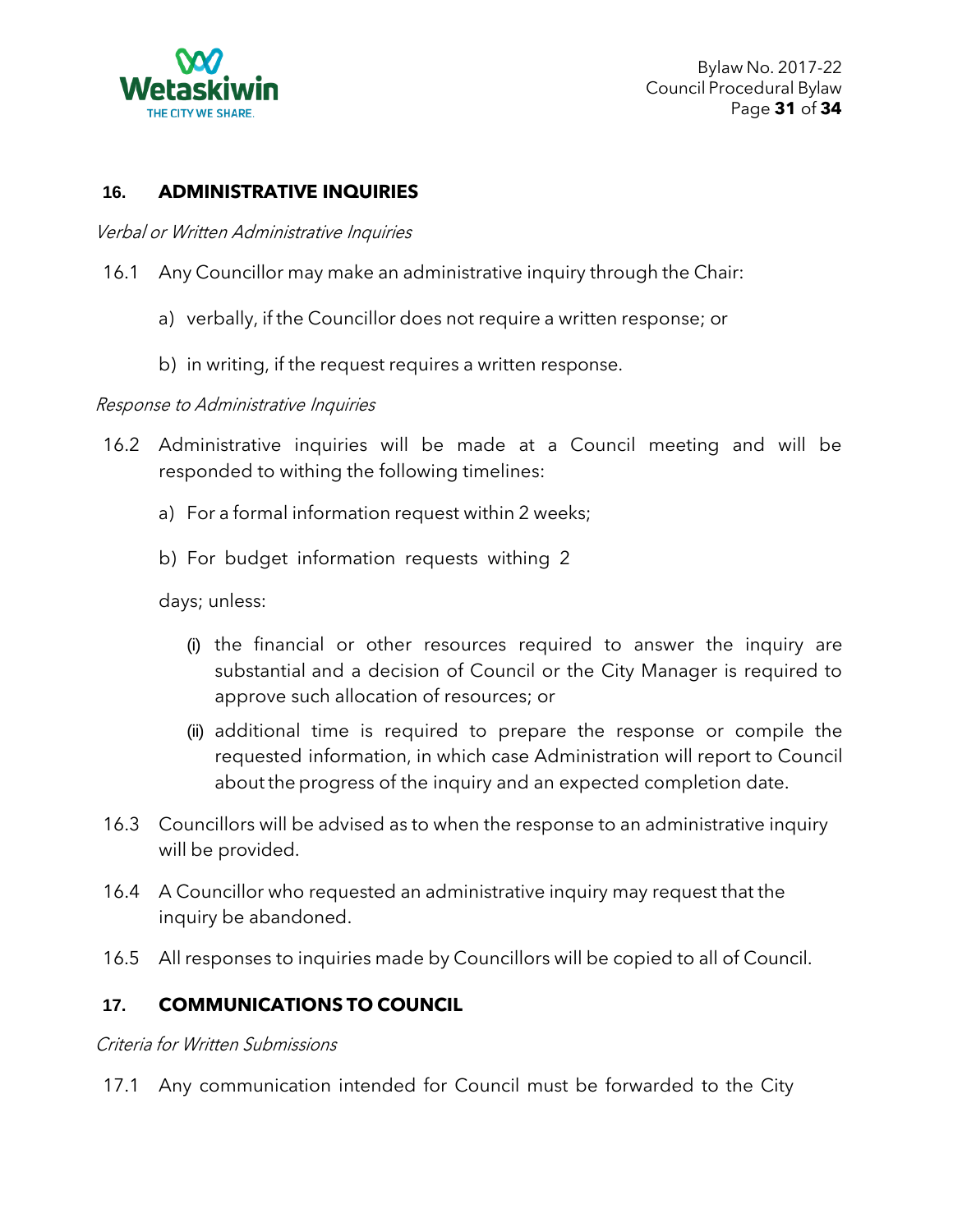## 16. ADMINISTRATIVE INQUIRIES

*Verbal or Written Administrative Inquiries*

16.1 Any Councillor may make an administrative inquiry through the Chair:

a) verbally, if the Councillor does not require a written response; or

b) in writing, if the request requires a written response.

*Response to Administrative Inquiries*

16.2 Administrative inquiries will be made at a Council meeting and will be responded to withing the following timelines:

a) For a formal information request within 2 weeks;

b) For budget information requests withing 2

days; unless:

(i) the financial or other resources required to answer the inquiry are substantial and a decision of Council or the City Manager is required to approve such allocation of resources; or

(ii) additional time is required to prepare the response or compile the requested information, in which case Administration will report to Council about the progress of the inquiry and an expected completion date.

16.3 Councillors will be advised as to when the response to an administrative inquiry will be provided.

16.4 A Councillor who requested an administrative inquiry may request that the inquiry be abandoned.

16.5 All responses to inquiries made by Councillors will be copied to all of Council.

## 17. COMMUNICATIONS TO COUNCIL

*Criteria for Written Submissions*

17.1 Any communication intended for Council must be forwarded to the City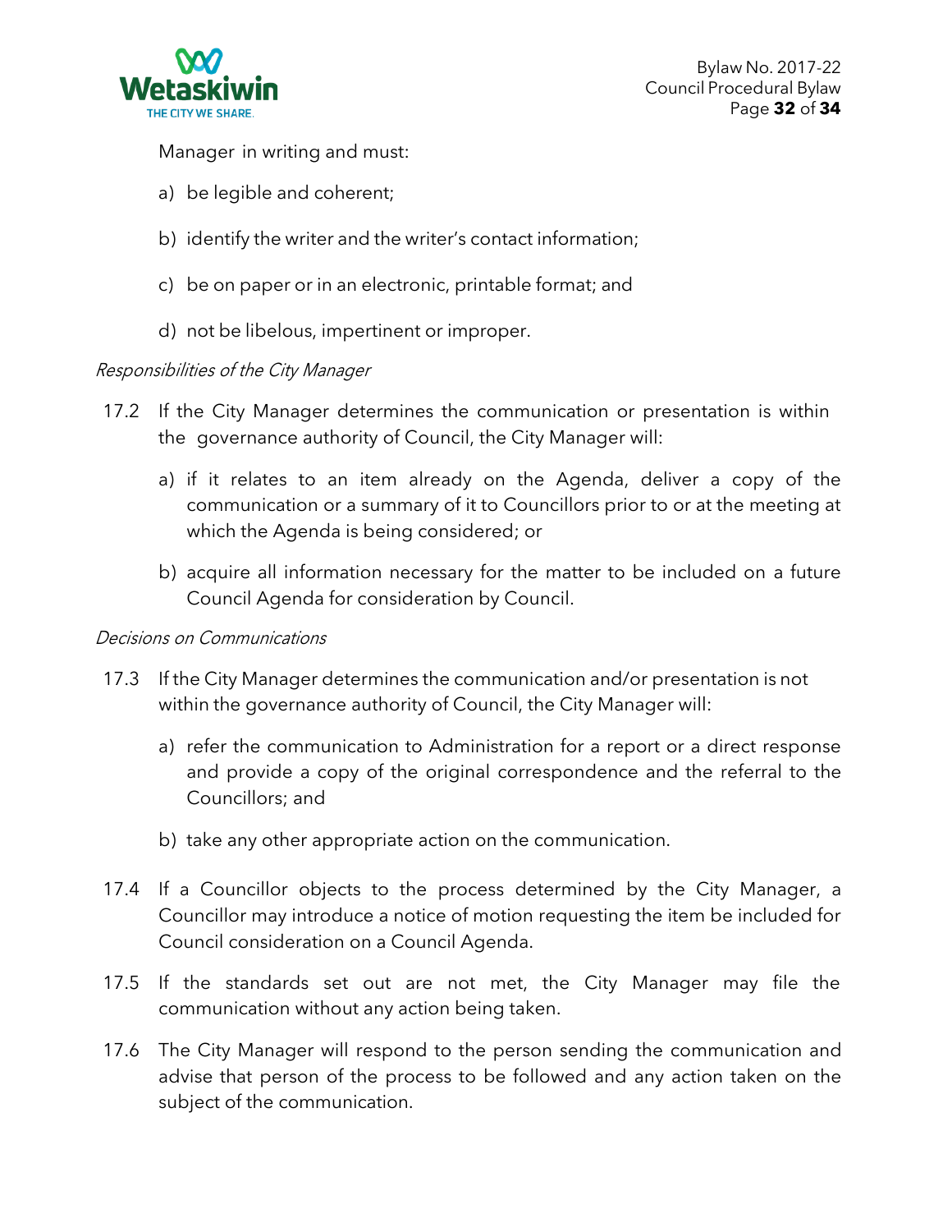Manager in writing and must:

a) be legible and coherent;

b) identify the writer and the writer's contact information;

c) be on paper or in an electronic, printable format; and

d) not be libelous, impertinent or improper.

*Responsibilities of the City Manager*

17.2 If the City Manager determines the communication or presentation is within the governance authority of Council, the City Manager will:

a) if it relates to an item already on the Agenda, deliver a copy of the communication or a summary of it to Councillors prior to or at the meeting at which the Agenda is being considered; or

b) acquire all information necessary for the matter to be included on a future Council Agenda for consideration by Council.

*Decisions on Communications*

17.3 If the City Manager determines the communication and/or presentation is not within the governance authority of Council, the City Manager will:

a) refer the communication to Administration for a report or a direct response and provide a copy of the original correspondence and the referral to the Councillors; and

b) take any other appropriate action on the communication.

17.4 If a Councillor objects to the process determined by the City Manager, a Councillor may introduce a notice of motion requesting the item be included for Council consideration on a Council Agenda.

17.5 If the standards set out are not met, the City Manager may file the communication without any action being taken.

17.6 The City Manager will respond to the person sending the communication and advise that person of the process to be followed and any action taken on the subject of the communication.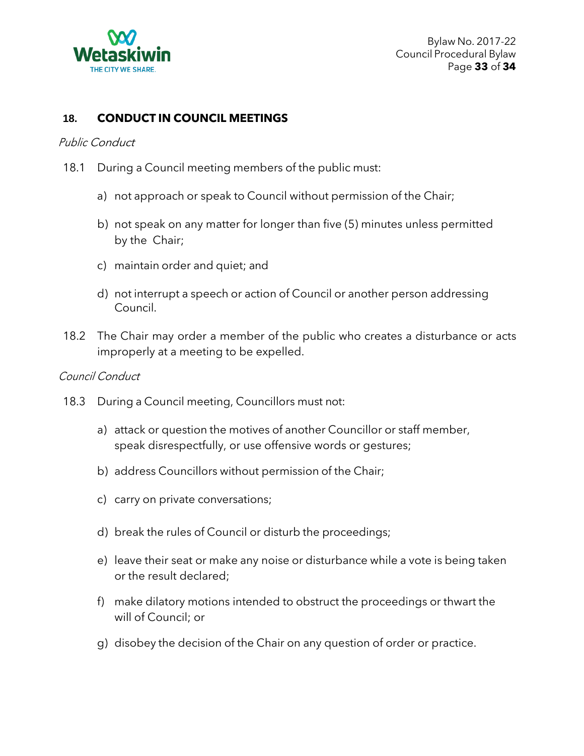## 18. CONDUCT IN COUNCIL MEETINGS

*Public Conduct*

18.1 During a Council meeting members of the public must:

a) not approach or speak to Council without permission of the Chair;

b) not speak on any matter for longer than five (5) minutes unless permitted by the Chair;

c) maintain order and quiet; and

d) not interrupt a speech or action of Council or another person addressing Council.

18.2 The Chair may order a member of the public who creates a disturbance or acts improperly at a meeting to be expelled.

*Council Conduct*

18.3 During a Council meeting, Councillors must not:

a) attack or question the motives of another Councillor or staff member, speak disrespectfully, or use offensive words or gestures;

b) address Councillors without permission of the Chair;

c) carry on private conversations;

d) break the rules of Council or disturb the proceedings;

e) leave their seat or make any noise or disturbance while a vote is being taken or the result declared;

f) make dilatory motions intended to obstruct the proceedings or thwart the will of Council; or

g) disobey the decision of the Chair on any question of order or practice.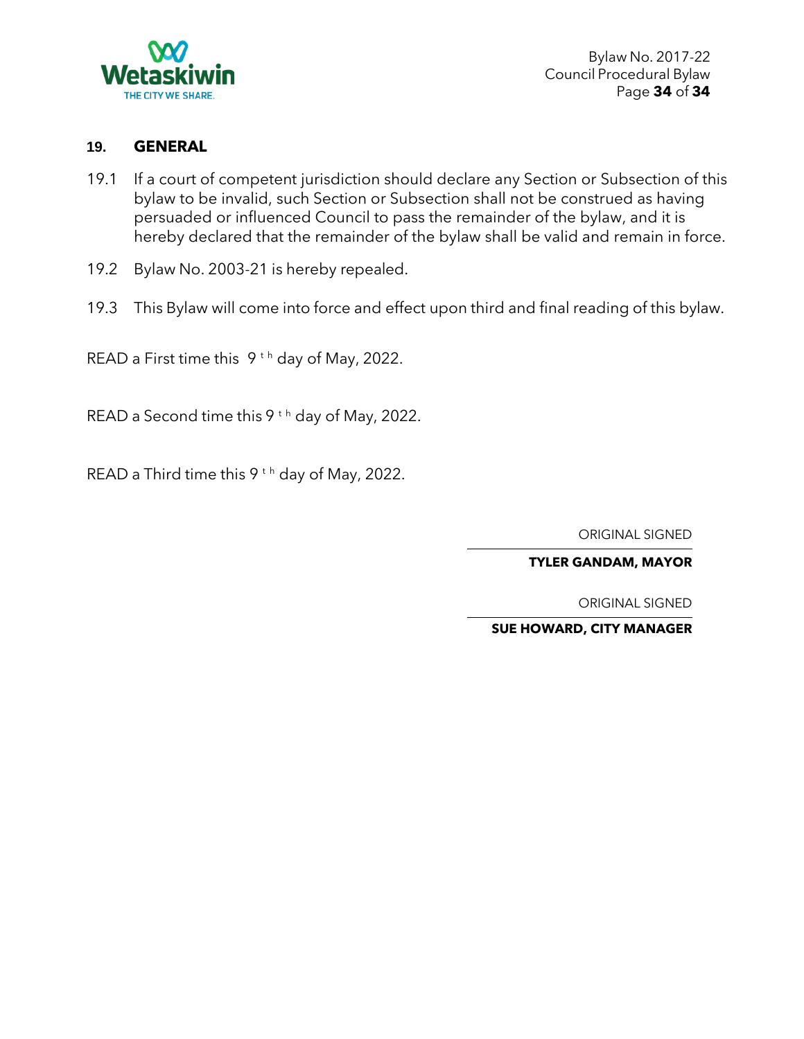## 19. GENERAL

19.1 If a court of competent jurisdiction should declare any Section or Subsection of this bylaw to be invalid, such Section or Subsection shall not be construed as having persuaded or influenced Council to pass the remainder of the bylaw, and it is hereby declared that the remainder of the bylaw shall be valid and remain in force.

19.2 Bylaw No. 2003-21 is hereby repealed.

19.3 This Bylaw will come into force and effect upon third and final reading of this bylaw.

READ a First time this 9th day of May, 2022.

READ a Second time this 9th day of May, 2022.

READ a Third time this 9th day of May, 2022.

ORIGINAL SIGNED

**TYLER GANDAM, MAYOR**

ORIGINAL SIGNED

**SUE HOWARD, CITY MANAGER**